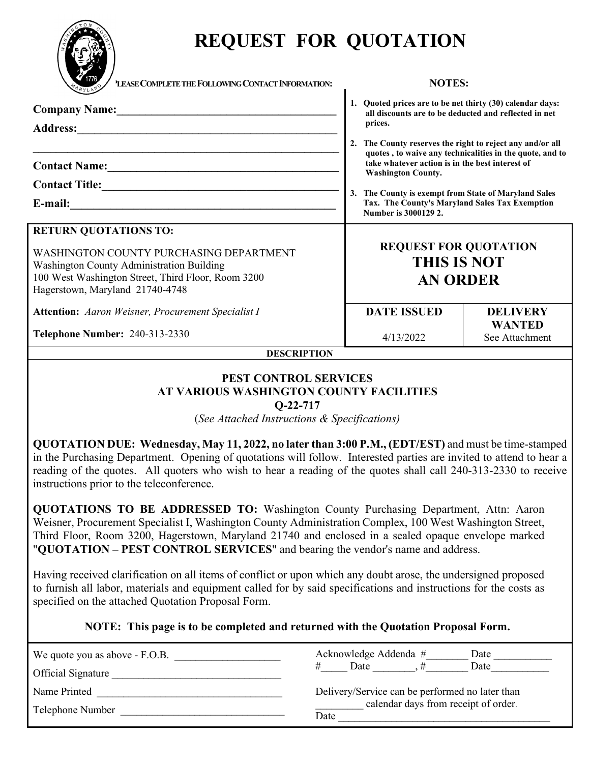# REQUEST FOR QUOTATION

PLEASE COMPLETE THE FOLLOWING CONTACT INFORMATION:

**Company Name:**_______________________________________

**Address:**_____________________________________________

_________________________________________________________

**Contact Name:**________________________________________

**Contact Title:**_________________________________________

**E-mail:**______________________________________________

**NOTES:**

1. **Quoted prices are to be net thirty (30) calendar days: all discounts are to be deducted and reflected in net prices.**
2. **The County reserves the right to reject any and/or all quotes , to waive any technicalities in the quote, and to take whatever action is in the best interest of Washington County.**
3. **The County is exempt from State of Maryland Sales Tax. The County's Maryland Sales Tax Exemption Number is 3000129 2.**

**RETURN QUOTATIONS TO:**

WASHINGTON COUNTY PURCHASING DEPARTMENT
Washington County Administration Building
100 West Washington Street, Third Floor, Room 3200
Hagerstown, Maryland 21740-4748

**Attention:** *Aaron Weisner, Procurement Specialist I*

**Telephone Number:** 240-313-2330

**REQUEST FOR QUOTATION**
**THIS IS NOT AN ORDER**

| DATE ISSUED | DELIVERY WANTED |
|---|---|
| 4/13/2022 | See Attachment |

**DESCRIPTION**

**PEST CONTROL SERVICES**
**AT VARIOUS WASHINGTON COUNTY FACILITIES**
**Q-22-717**
(*See Attached Instructions & Specifications)*

**QUOTATION DUE: Wednesday, May 11, 2022, no later than 3:00 P.M., (EDT/EST)** and must be time-stamped in the Purchasing Department. Opening of quotations will follow. Interested parties are invited to attend to hear a reading of the quotes. All quoters who wish to hear a reading of the quotes shall call 240-313-2330 to receive instructions prior to the teleconference.

**QUOTATIONS TO BE ADDRESSED TO:** Washington County Purchasing Department, Attn: Aaron Weisner, Procurement Specialist I, Washington County Administration Complex, 100 West Washington Street, Third Floor, Room 3200, Hagerstown, Maryland 21740 and enclosed in a sealed opaque envelope marked "**QUOTATION – PEST CONTROL SERVICES**" and bearing the vendor's name and address.

Having received clarification on all items of conflict or upon which any doubt arose, the undersigned proposed to furnish all labor, materials and equipment called for by said specifications and instructions for the costs as specified on the attached Quotation Proposal Form.

**NOTE: This page is to be completed and returned with the Quotation Proposal Form.**

We quote you as above - F.O.B. ____________________

Official Signature _________________________________

Name Printed ____________________________________

Telephone Number _______________________________

Acknowledge Addenda #________ Date ___________
#_____ Date ________, #________ Date___________

Delivery/Service can be performed no later than _________ calendar days from receipt of order.

Date __________________________________________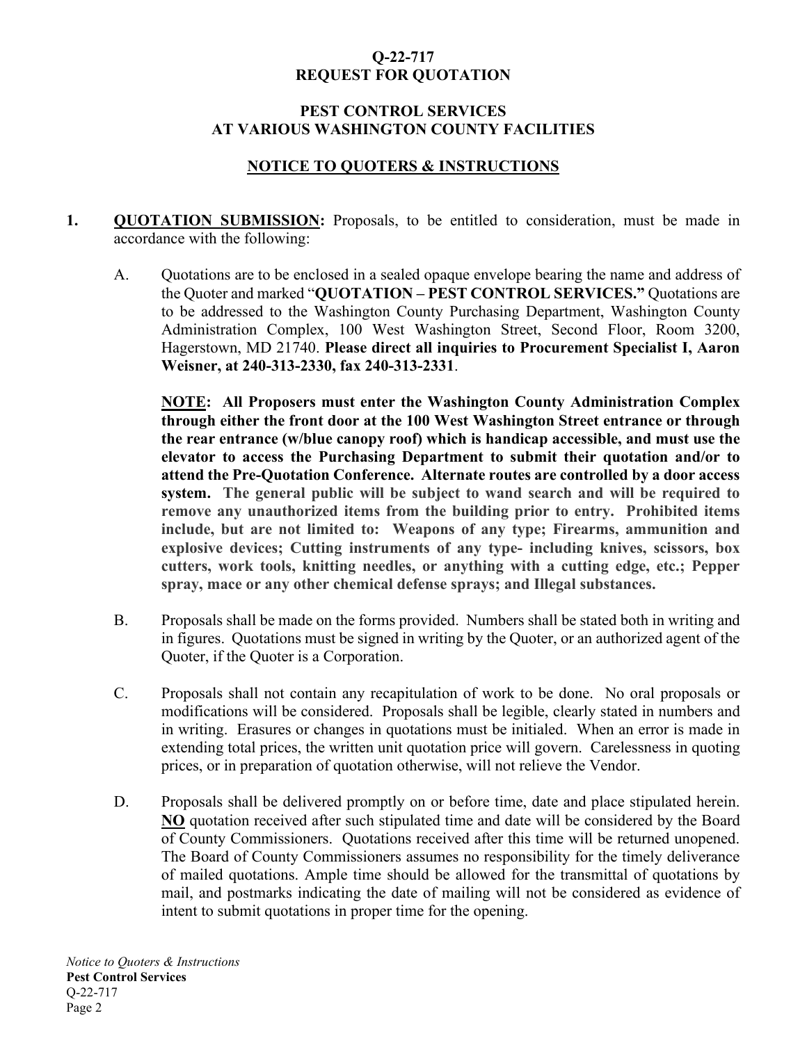**Q-22-717**
**REQUEST FOR QUOTATION**

**PEST CONTROL SERVICES**
**AT VARIOUS WASHINGTON COUNTY FACILITIES**

**NOTICE TO QUOTERS & INSTRUCTIONS**

1. **QUOTATION SUBMISSION:** Proposals, to be entitled to consideration, must be made in accordance with the following:

   A. Quotations are to be enclosed in a sealed opaque envelope bearing the name and address of the Quoter and marked "**QUOTATION – PEST CONTROL SERVICES.**" Quotations are to be addressed to the Washington County Purchasing Department, Washington County Administration Complex, 100 West Washington Street, Second Floor, Room 3200, Hagerstown, MD 21740. **Please direct all inquiries to Procurement Specialist I, Aaron Weisner, at 240-313-2330, fax 240-313-2331**.

   **NOTE: All Proposers must enter the Washington County Administration Complex through either the front door at the 100 West Washington Street entrance or through the rear entrance (w/blue canopy roof) which is handicap accessible, and must use the elevator to access the Purchasing Department to submit their quotation and/or to attend the Pre-Quotation Conference. Alternate routes are controlled by a door access system. The general public will be subject to wand search and will be required to remove any unauthorized items from the building prior to entry. Prohibited items include, but are not limited to: Weapons of any type; Firearms, ammunition and explosive devices; Cutting instruments of any type- including knives, scissors, box cutters, work tools, knitting needles, or anything with a cutting edge, etc.; Pepper spray, mace or any other chemical defense sprays; and Illegal substances.**

   B. Proposals shall be made on the forms provided. Numbers shall be stated both in writing and in figures. Quotations must be signed in writing by the Quoter, or an authorized agent of the Quoter, if the Quoter is a Corporation.

   C. Proposals shall not contain any recapitulation of work to be done. No oral proposals or modifications will be considered. Proposals shall be legible, clearly stated in numbers and in writing. Erasures or changes in quotations must be initialed. When an error is made in extending total prices, the written unit quotation price will govern. Carelessness in quoting prices, or in preparation of quotation otherwise, will not relieve the Vendor.

   D. Proposals shall be delivered promptly on or before time, date and place stipulated herein. **NO** quotation received after such stipulated time and date will be considered by the Board of County Commissioners. Quotations received after this time will be returned unopened. The Board of County Commissioners assumes no responsibility for the timely deliverance of mailed quotations. Ample time should be allowed for the transmittal of quotations by mail, and postmarks indicating the date of mailing will not be considered as evidence of intent to submit quotations in proper time for the opening.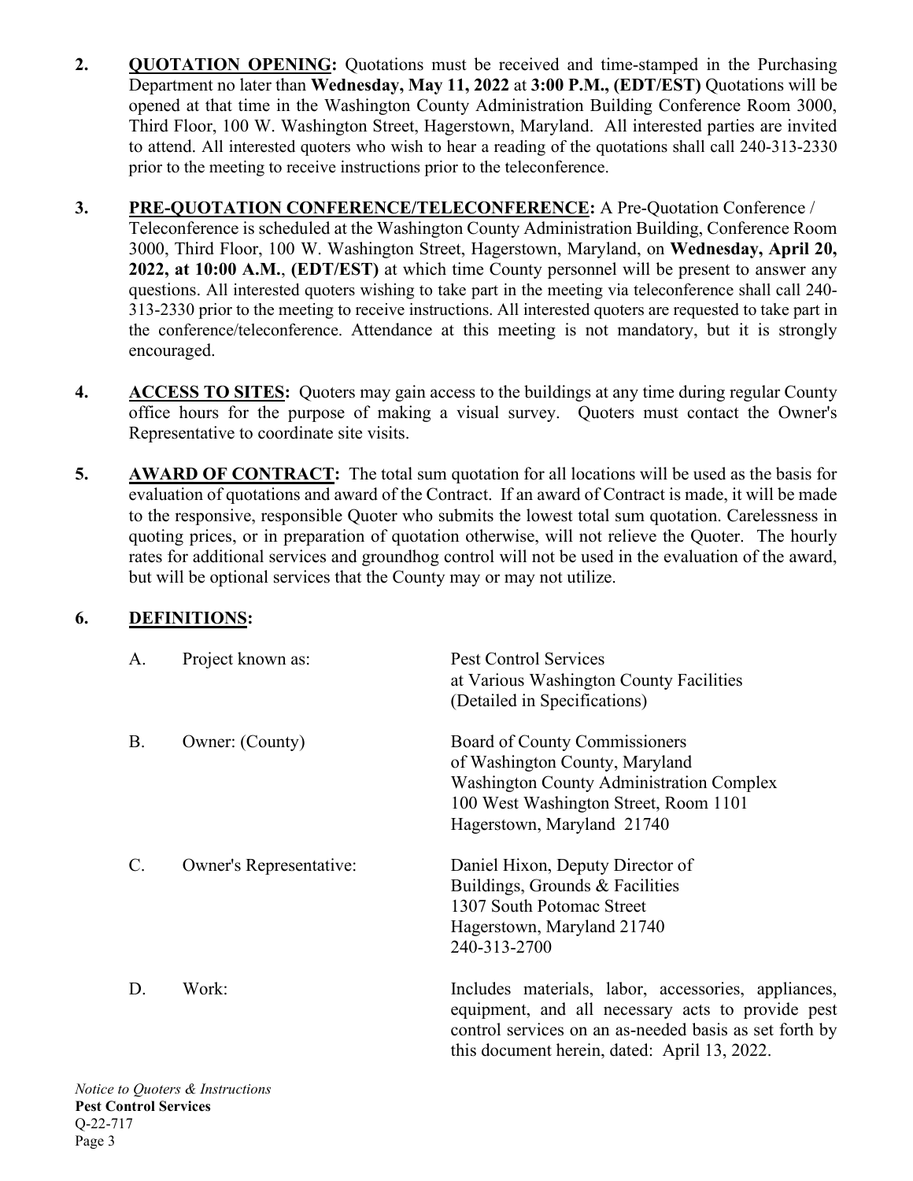2. **QUOTATION OPENING:** Quotations must be received and time-stamped in the Purchasing Department no later than **Wednesday, May 11, 2022** at **3:00 P.M., (EDT/EST)** Quotations will be opened at that time in the Washington County Administration Building Conference Room 3000, Third Floor, 100 W. Washington Street, Hagerstown, Maryland. All interested parties are invited to attend. All interested quoters who wish to hear a reading of the quotations shall call 240-313-2330 prior to the meeting to receive instructions prior to the teleconference.

3. **PRE-QUOTATION CONFERENCE/TELECONFERENCE:** A Pre-Quotation Conference / Teleconference is scheduled at the Washington County Administration Building, Conference Room 3000, Third Floor, 100 W. Washington Street, Hagerstown, Maryland, on **Wednesday, April 20, 2022, at 10:00 A.M.**, **(EDT/EST)** at which time County personnel will be present to answer any questions. All interested quoters wishing to take part in the meeting via teleconference shall call 240-313-2330 prior to the meeting to receive instructions. All interested quoters are requested to take part in the conference/teleconference. Attendance at this meeting is not mandatory, but it is strongly encouraged.

4. **ACCESS TO SITES:** Quoters may gain access to the buildings at any time during regular County office hours for the purpose of making a visual survey. Quoters must contact the Owner's Representative to coordinate site visits.

5. **AWARD OF CONTRACT:** The total sum quotation for all locations will be used as the basis for evaluation of quotations and award of the Contract. If an award of Contract is made, it will be made to the responsive, responsible Quoter who submits the lowest total sum quotation. Carelessness in quoting prices, or in preparation of quotation otherwise, will not relieve the Quoter. The hourly rates for additional services and groundhog control will not be used in the evaluation of the award, but will be optional services that the County may or may not utilize.

6. **DEFINITIONS:**

   A. Project known as: Pest Control Services
   at Various Washington County Facilities
   (Detailed in Specifications)

   B. Owner: (County) Board of County Commissioners
   of Washington County, Maryland
   Washington County Administration Complex
   100 West Washington Street, Room 1101
   Hagerstown, Maryland 21740

   C. Owner's Representative: Daniel Hixon, Deputy Director of
   Buildings, Grounds & Facilities
   1307 South Potomac Street
   Hagerstown, Maryland 21740
   240-313-2700

   D. Work: Includes materials, labor, accessories, appliances, equipment, and all necessary acts to provide pest control services on an as-needed basis as set forth by this document herein, dated: April 13, 2022.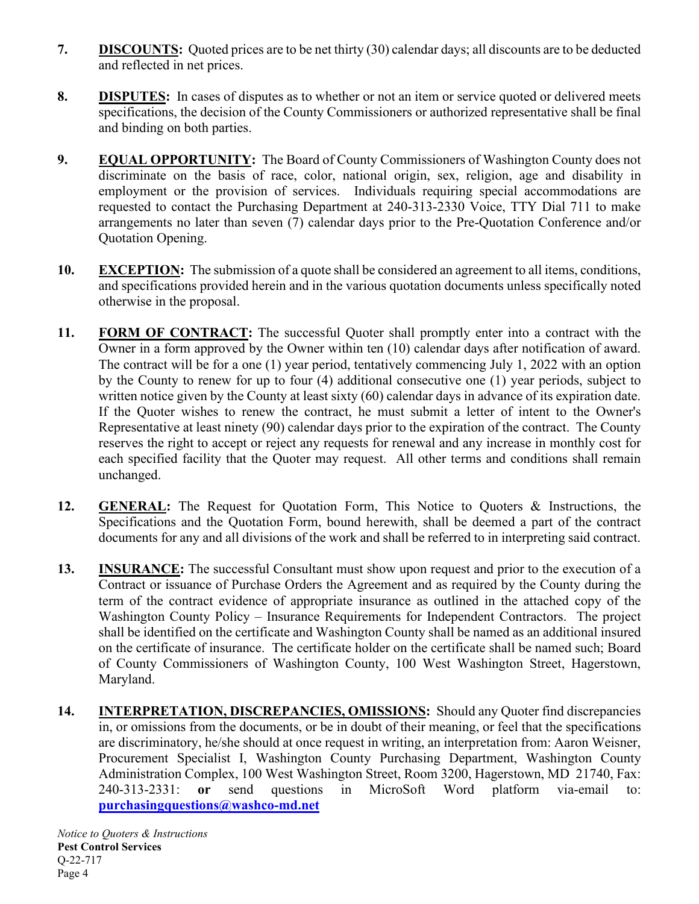7. **DISCOUNTS:** Quoted prices are to be net thirty (30) calendar days; all discounts are to be deducted and reflected in net prices.

8. **DISPUTES:** In cases of disputes as to whether or not an item or service quoted or delivered meets specifications, the decision of the County Commissioners or authorized representative shall be final and binding on both parties.

9. **EQUAL OPPORTUNITY:** The Board of County Commissioners of Washington County does not discriminate on the basis of race, color, national origin, sex, religion, age and disability in employment or the provision of services. Individuals requiring special accommodations are requested to contact the Purchasing Department at 240-313-2330 Voice, TTY Dial 711 to make arrangements no later than seven (7) calendar days prior to the Pre-Quotation Conference and/or Quotation Opening.

10. **EXCEPTION:** The submission of a quote shall be considered an agreement to all items, conditions, and specifications provided herein and in the various quotation documents unless specifically noted otherwise in the proposal.

11. **FORM OF CONTRACT:** The successful Quoter shall promptly enter into a contract with the Owner in a form approved by the Owner within ten (10) calendar days after notification of award. The contract will be for a one (1) year period, tentatively commencing July 1, 2022 with an option by the County to renew for up to four (4) additional consecutive one (1) year periods, subject to written notice given by the County at least sixty (60) calendar days in advance of its expiration date. If the Quoter wishes to renew the contract, he must submit a letter of intent to the Owner's Representative at least ninety (90) calendar days prior to the expiration of the contract. The County reserves the right to accept or reject any requests for renewal and any increase in monthly cost for each specified facility that the Quoter may request. All other terms and conditions shall remain unchanged.

12. **GENERAL:** The Request for Quotation Form, This Notice to Quoters & Instructions, the Specifications and the Quotation Form, bound herewith, shall be deemed a part of the contract documents for any and all divisions of the work and shall be referred to in interpreting said contract.

13. **INSURANCE:** The successful Consultant must show upon request and prior to the execution of a Contract or issuance of Purchase Orders the Agreement and as required by the County during the term of the contract evidence of appropriate insurance as outlined in the attached copy of the Washington County Policy – Insurance Requirements for Independent Contractors. The project shall be identified on the certificate and Washington County shall be named as an additional insured on the certificate of insurance. The certificate holder on the certificate shall be named such; Board of County Commissioners of Washington County, 100 West Washington Street, Hagerstown, Maryland.

14. **INTERPRETATION, DISCREPANCIES, OMISSIONS:** Should any Quoter find discrepancies in, or omissions from the documents, or be in doubt of their meaning, or feel that the specifications are discriminatory, he/she should at once request in writing, an interpretation from: Aaron Weisner, Procurement Specialist I, Washington County Purchasing Department, Washington County Administration Complex, 100 West Washington Street, Room 3200, Hagerstown, MD 21740, Fax: 240-313-2331: **or** send questions in MicroSoft Word platform via-email to: **purchasingquestions@washco-md.net**

*Notice to Quoters & Instructions*
**Pest Control Services**
Q-22-717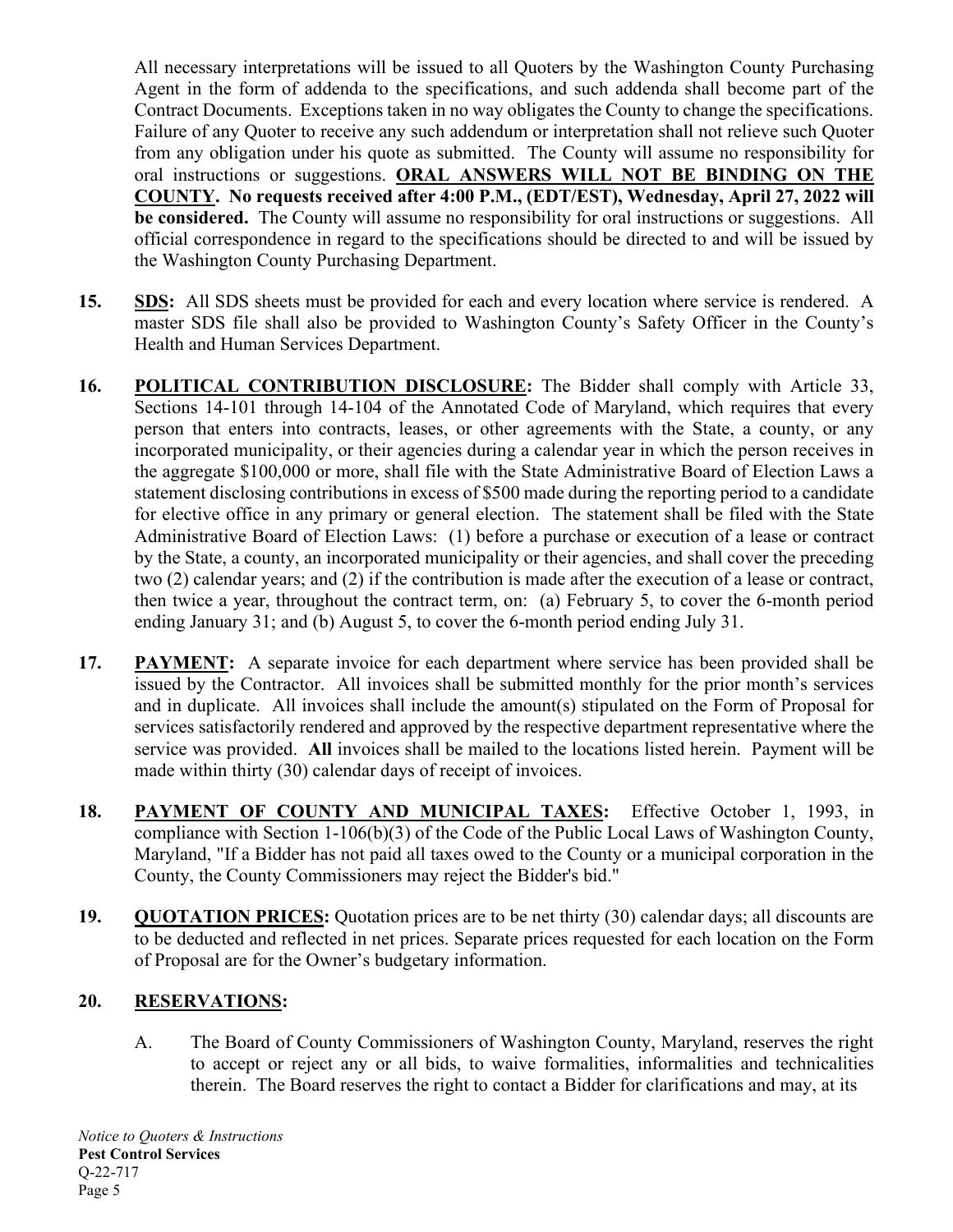All necessary interpretations will be issued to all Quoters by the Washington County Purchasing Agent in the form of addenda to the specifications, and such addenda shall become part of the Contract Documents. Exceptions taken in no way obligates the County to change the specifications. Failure of any Quoter to receive any such addendum or interpretation shall not relieve such Quoter from any obligation under his quote as submitted. The County will assume no responsibility for oral instructions or suggestions. **ORAL ANSWERS WILL NOT BE BINDING ON THE COUNTY. No requests received after 4:00 P.M., (EDT/EST), Wednesday, April 27, 2022 will be considered.** The County will assume no responsibility for oral instructions or suggestions. All official correspondence in regard to the specifications should be directed to and will be issued by the Washington County Purchasing Department.

**15. SDS:** All SDS sheets must be provided for each and every location where service is rendered. A master SDS file shall also be provided to Washington County's Safety Officer in the County's Health and Human Services Department.

**16. POLITICAL CONTRIBUTION DISCLOSURE:** The Bidder shall comply with Article 33, Sections 14-101 through 14-104 of the Annotated Code of Maryland, which requires that every person that enters into contracts, leases, or other agreements with the State, a county, or any incorporated municipality, or their agencies during a calendar year in which the person receives in the aggregate $100,000 or more, shall file with the State Administrative Board of Election Laws a statement disclosing contributions in excess of $500 made during the reporting period to a candidate for elective office in any primary or general election. The statement shall be filed with the State Administrative Board of Election Laws: (1) before a purchase or execution of a lease or contract by the State, a county, an incorporated municipality or their agencies, and shall cover the preceding two (2) calendar years; and (2) if the contribution is made after the execution of a lease or contract, then twice a year, throughout the contract term, on: (a) February 5, to cover the 6-month period ending January 31; and (b) August 5, to cover the 6-month period ending July 31.

**17. PAYMENT:** A separate invoice for each department where service has been provided shall be issued by the Contractor. All invoices shall be submitted monthly for the prior month's services and in duplicate. All invoices shall include the amount(s) stipulated on the Form of Proposal for services satisfactorily rendered and approved by the respective department representative where the service was provided. **All** invoices shall be mailed to the locations listed herein. Payment will be made within thirty (30) calendar days of receipt of invoices.

**18. PAYMENT OF COUNTY AND MUNICIPAL TAXES:** Effective October 1, 1993, in compliance with Section 1-106(b)(3) of the Code of the Public Local Laws of Washington County, Maryland, "If a Bidder has not paid all taxes owed to the County or a municipal corporation in the County, the County Commissioners may reject the Bidder's bid."

**19. QUOTATION PRICES:** Quotation prices are to be net thirty (30) calendar days; all discounts are to be deducted and reflected in net prices. Separate prices requested for each location on the Form of Proposal are for the Owner's budgetary information.

**20. RESERVATIONS:**

A. The Board of County Commissioners of Washington County, Maryland, reserves the right to accept or reject any or all bids, to waive formalities, informalities and technicalities therein. The Board reserves the right to contact a Bidder for clarifications and may, at its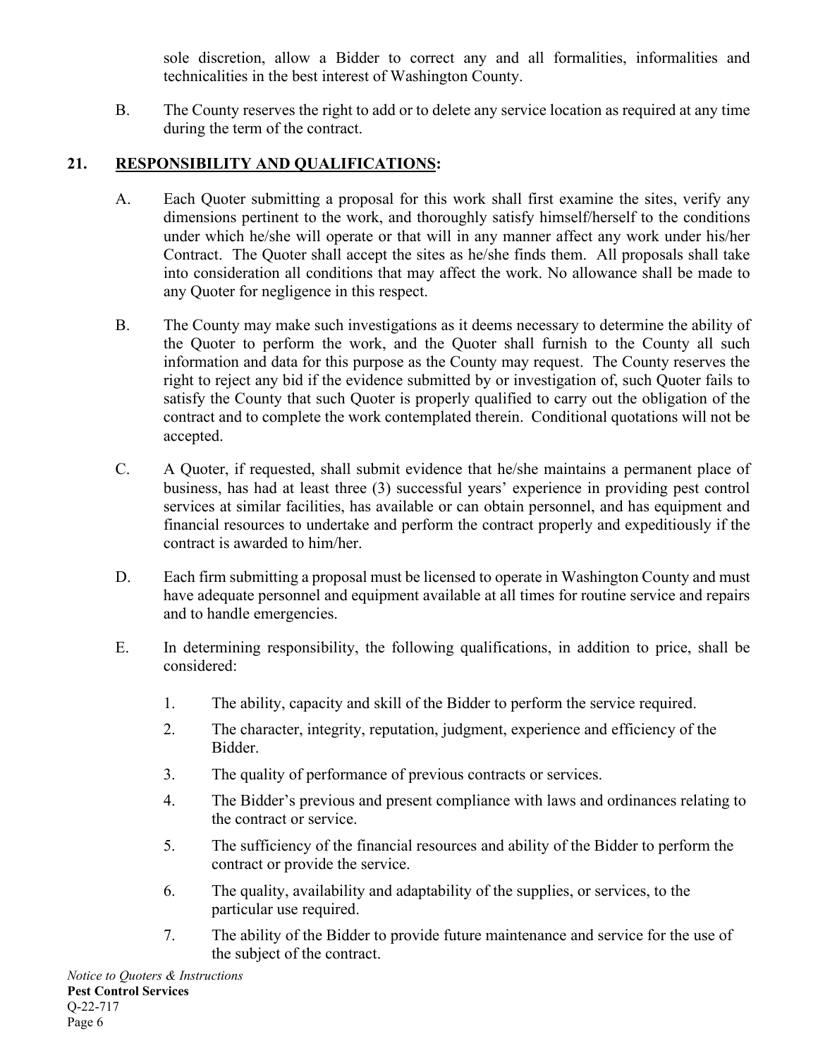sole discretion, allow a Bidder to correct any and all formalities, informalities and technicalities in the best interest of Washington County.

B. The County reserves the right to add or to delete any service location as required at any time during the term of the contract.

## 21. <u>RESPONSIBILITY AND QUALIFICATIONS</u>:

A. Each Quoter submitting a proposal for this work shall first examine the sites, verify any dimensions pertinent to the work, and thoroughly satisfy himself/herself to the conditions under which he/she will operate or that will in any manner affect any work under his/her Contract. The Quoter shall accept the sites as he/she finds them. All proposals shall take into consideration all conditions that may affect the work. No allowance shall be made to any Quoter for negligence in this respect.

B. The County may make such investigations as it deems necessary to determine the ability of the Quoter to perform the work, and the Quoter shall furnish to the County all such information and data for this purpose as the County may request. The County reserves the right to reject any bid if the evidence submitted by or investigation of, such Quoter fails to satisfy the County that such Quoter is properly qualified to carry out the obligation of the contract and to complete the work contemplated therein. Conditional quotations will not be accepted.

C. A Quoter, if requested, shall submit evidence that he/she maintains a permanent place of business, has had at least three (3) successful years' experience in providing pest control services at similar facilities, has available or can obtain personnel, and has equipment and financial resources to undertake and perform the contract properly and expeditiously if the contract is awarded to him/her.

D. Each firm submitting a proposal must be licensed to operate in Washington County and must have adequate personnel and equipment available at all times for routine service and repairs and to handle emergencies.

E. In determining responsibility, the following qualifications, in addition to price, shall be considered:

1. The ability, capacity and skill of the Bidder to perform the service required.
2. The character, integrity, reputation, judgment, experience and efficiency of the Bidder.
3. The quality of performance of previous contracts or services.
4. The Bidder's previous and present compliance with laws and ordinances relating to the contract or service.
5. The sufficiency of the financial resources and ability of the Bidder to perform the contract or provide the service.
6. The quality, availability and adaptability of the supplies, or services, to the particular use required.
7. The ability of the Bidder to provide future maintenance and service for the use of the subject of the contract.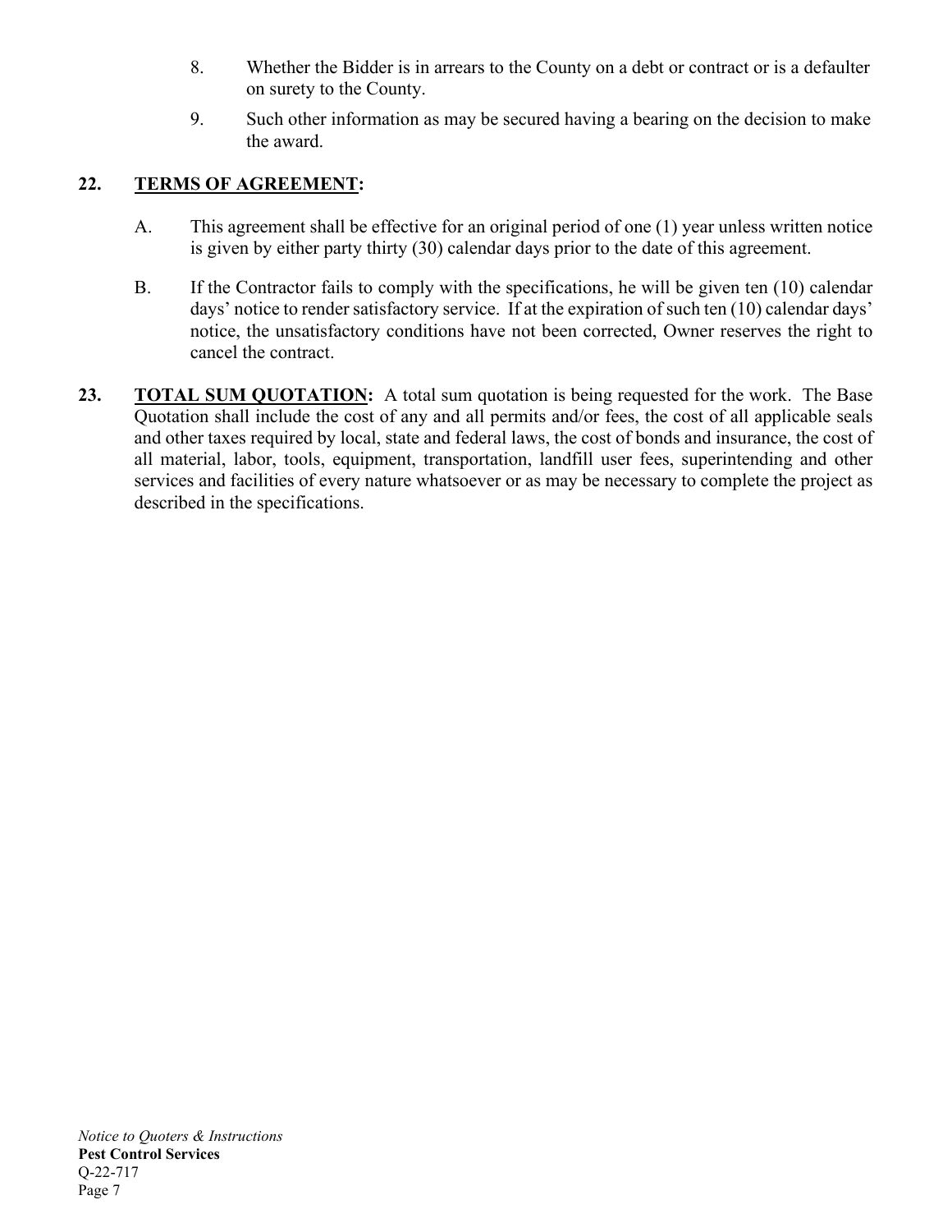8. Whether the Bidder is in arrears to the County on a debt or contract or is a defaulter on surety to the County.

9. Such other information as may be secured having a bearing on the decision to make the award.

## 22. TERMS OF AGREEMENT:

A. This agreement shall be effective for an original period of one (1) year unless written notice is given by either party thirty (30) calendar days prior to the date of this agreement.

B. If the Contractor fails to comply with the specifications, he will be given ten (10) calendar days' notice to render satisfactory service. If at the expiration of such ten (10) calendar days' notice, the unsatisfactory conditions have not been corrected, Owner reserves the right to cancel the contract.

**23. TOTAL SUM QUOTATION:** A total sum quotation is being requested for the work. The Base Quotation shall include the cost of any and all permits and/or fees, the cost of all applicable seals and other taxes required by local, state and federal laws, the cost of bonds and insurance, the cost of all material, labor, tools, equipment, transportation, landfill user fees, superintending and other services and facilities of every nature whatsoever or as may be necessary to complete the project as described in the specifications.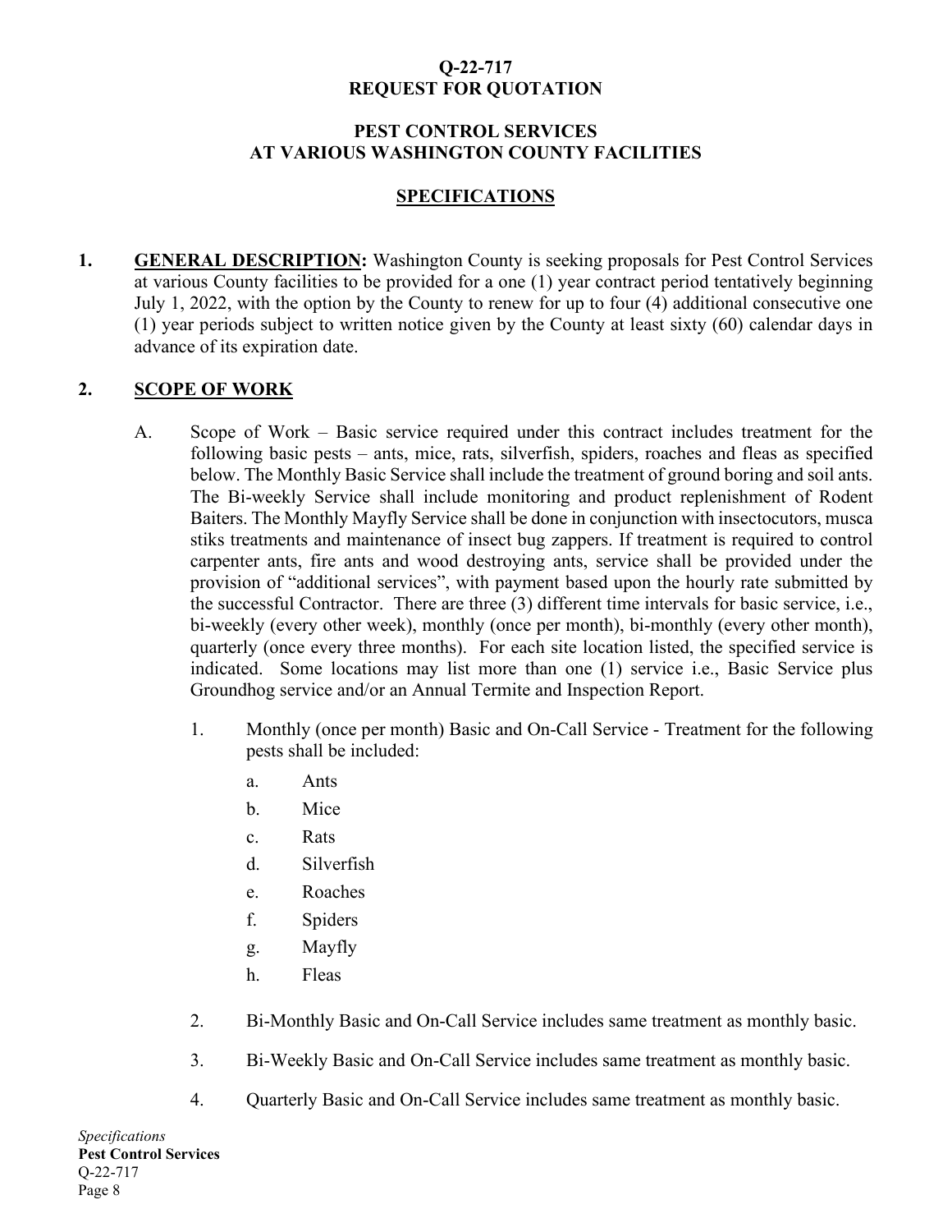**Q-22-717**
**REQUEST FOR QUOTATION**

**PEST CONTROL SERVICES**
**AT VARIOUS WASHINGTON COUNTY FACILITIES**

**SPECIFICATIONS**

1. **GENERAL DESCRIPTION:** Washington County is seeking proposals for Pest Control Services at various County facilities to be provided for a one (1) year contract period tentatively beginning July 1, 2022, with the option by the County to renew for up to four (4) additional consecutive one (1) year periods subject to written notice given by the County at least sixty (60) calendar days in advance of its expiration date.

2. **SCOPE OF WORK**

   A. Scope of Work – Basic service required under this contract includes treatment for the following basic pests – ants, mice, rats, silverfish, spiders, roaches and fleas as specified below. The Monthly Basic Service shall include the treatment of ground boring and soil ants. The Bi-weekly Service shall include monitoring and product replenishment of Rodent Baiters. The Monthly Mayfly Service shall be done in conjunction with insectocutors, musca stiks treatments and maintenance of insect bug zappers. If treatment is required to control carpenter ants, fire ants and wood destroying ants, service shall be provided under the provision of "additional services", with payment based upon the hourly rate submitted by the successful Contractor. There are three (3) different time intervals for basic service, i.e., bi-weekly (every other week), monthly (once per month), bi-monthly (every other month), quarterly (once every three months). For each site location listed, the specified service is indicated. Some locations may list more than one (1) service i.e., Basic Service plus Groundhog service and/or an Annual Termite and Inspection Report.

      1. Monthly (once per month) Basic and On-Call Service - Treatment for the following pests shall be included:
         a. Ants
         b. Mice
         c. Rats
         d. Silverfish
         e. Roaches
         f. Spiders
         g. Mayfly
         h. Fleas

      2. Bi-Monthly Basic and On-Call Service includes same treatment as monthly basic.

      3. Bi-Weekly Basic and On-Call Service includes same treatment as monthly basic.

      4. Quarterly Basic and On-Call Service includes same treatment as monthly basic.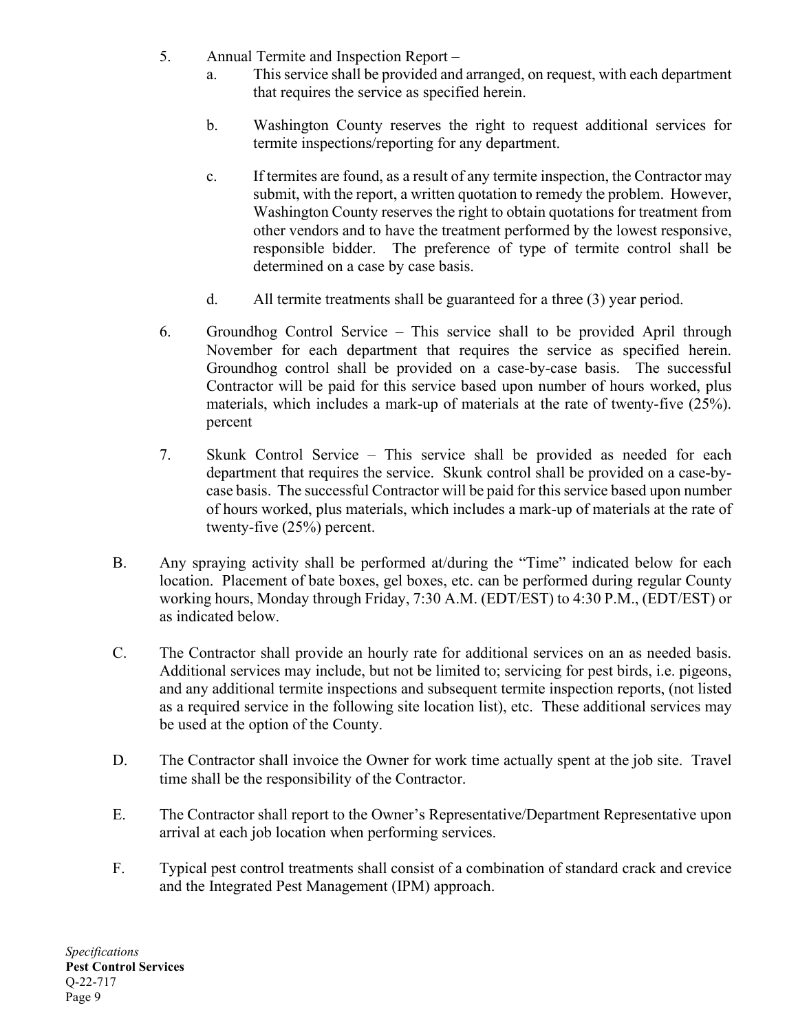5. Annual Termite and Inspection Report –
   a. This service shall be provided and arranged, on request, with each department that requires the service as specified herein.

   b. Washington County reserves the right to request additional services for termite inspections/reporting for any department.

   c. If termites are found, as a result of any termite inspection, the Contractor may submit, with the report, a written quotation to remedy the problem. However, Washington County reserves the right to obtain quotations for treatment from other vendors and to have the treatment performed by the lowest responsive, responsible bidder. The preference of type of termite control shall be determined on a case by case basis.

   d. All termite treatments shall be guaranteed for a three (3) year period.

6. Groundhog Control Service – This service shall to be provided April through November for each department that requires the service as specified herein. Groundhog control shall be provided on a case-by-case basis. The successful Contractor will be paid for this service based upon number of hours worked, plus materials, which includes a mark-up of materials at the rate of twenty-five (25%). percent

7. Skunk Control Service – This service shall be provided as needed for each department that requires the service. Skunk control shall be provided on a case-by-case basis. The successful Contractor will be paid for this service based upon number of hours worked, plus materials, which includes a mark-up of materials at the rate of twenty-five (25%) percent.

B. Any spraying activity shall be performed at/during the "Time" indicated below for each location. Placement of bate boxes, gel boxes, etc. can be performed during regular County working hours, Monday through Friday, 7:30 A.M. (EDT/EST) to 4:30 P.M., (EDT/EST) or as indicated below.

C. The Contractor shall provide an hourly rate for additional services on an as needed basis. Additional services may include, but not be limited to; servicing for pest birds, i.e. pigeons, and any additional termite inspections and subsequent termite inspection reports, (not listed as a required service in the following site location list), etc. These additional services may be used at the option of the County.

D. The Contractor shall invoice the Owner for work time actually spent at the job site. Travel time shall be the responsibility of the Contractor.

E. The Contractor shall report to the Owner's Representative/Department Representative upon arrival at each job location when performing services.

F. Typical pest control treatments shall consist of a combination of standard crack and crevice and the Integrated Pest Management (IPM) approach.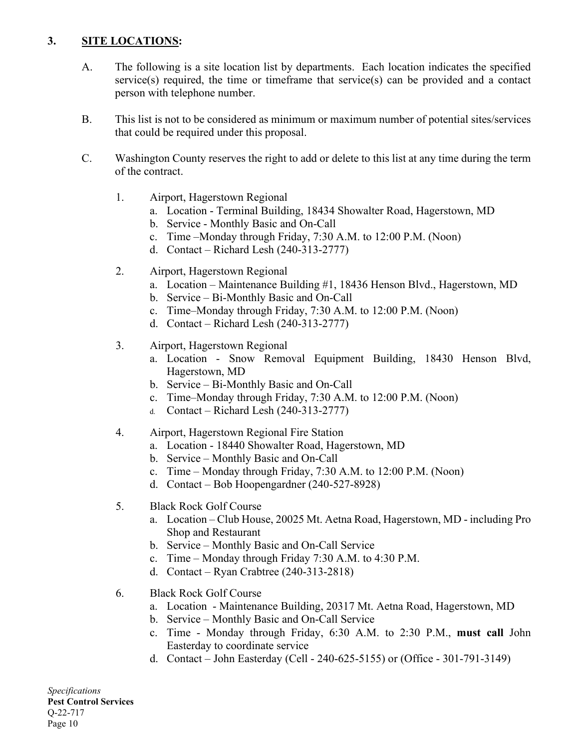## 3. SITE LOCATIONS:

A. The following is a site location list by departments. Each location indicates the specified service(s) required, the time or timeframe that service(s) can be provided and a contact person with telephone number.

B. This list is not to be considered as minimum or maximum number of potential sites/services that could be required under this proposal.

C. Washington County reserves the right to add or delete to this list at any time during the term of the contract.

1. Airport, Hagerstown Regional
   a. Location - Terminal Building, 18434 Showalter Road, Hagerstown, MD
   b. Service - Monthly Basic and On-Call
   c. Time –Monday through Friday, 7:30 A.M. to 12:00 P.M. (Noon)
   d. Contact – Richard Lesh (240-313-2777)

2. Airport, Hagerstown Regional
   a. Location – Maintenance Building #1, 18436 Henson Blvd., Hagerstown, MD
   b. Service – Bi-Monthly Basic and On-Call
   c. Time–Monday through Friday, 7:30 A.M. to 12:00 P.M. (Noon)
   d. Contact – Richard Lesh (240-313-2777)

3. Airport, Hagerstown Regional
   a. Location - Snow Removal Equipment Building, 18430 Henson Blvd, Hagerstown, MD
   b. Service – Bi-Monthly Basic and On-Call
   c. Time–Monday through Friday, 7:30 A.M. to 12:00 P.M. (Noon)
   d. Contact – Richard Lesh (240-313-2777)

4. Airport, Hagerstown Regional Fire Station
   a. Location - 18440 Showalter Road, Hagerstown, MD
   b. Service – Monthly Basic and On-Call
   c. Time – Monday through Friday, 7:30 A.M. to 12:00 P.M. (Noon)
   d. Contact – Bob Hoopengardner (240-527-8928)

5. Black Rock Golf Course
   a. Location – Club House, 20025 Mt. Aetna Road, Hagerstown, MD - including Pro Shop and Restaurant
   b. Service – Monthly Basic and On-Call Service
   c. Time – Monday through Friday 7:30 A.M. to 4:30 P.M.
   d. Contact – Ryan Crabtree (240-313-2818)

6. Black Rock Golf Course
   a. Location - Maintenance Building, 20317 Mt. Aetna Road, Hagerstown, MD
   b. Service – Monthly Basic and On-Call Service
   c. Time - Monday through Friday, 6:30 A.M. to 2:30 P.M., **must call** John Easterday to coordinate service
   d. Contact – John Easterday (Cell - 240-625-5155) or (Office - 301-791-3149)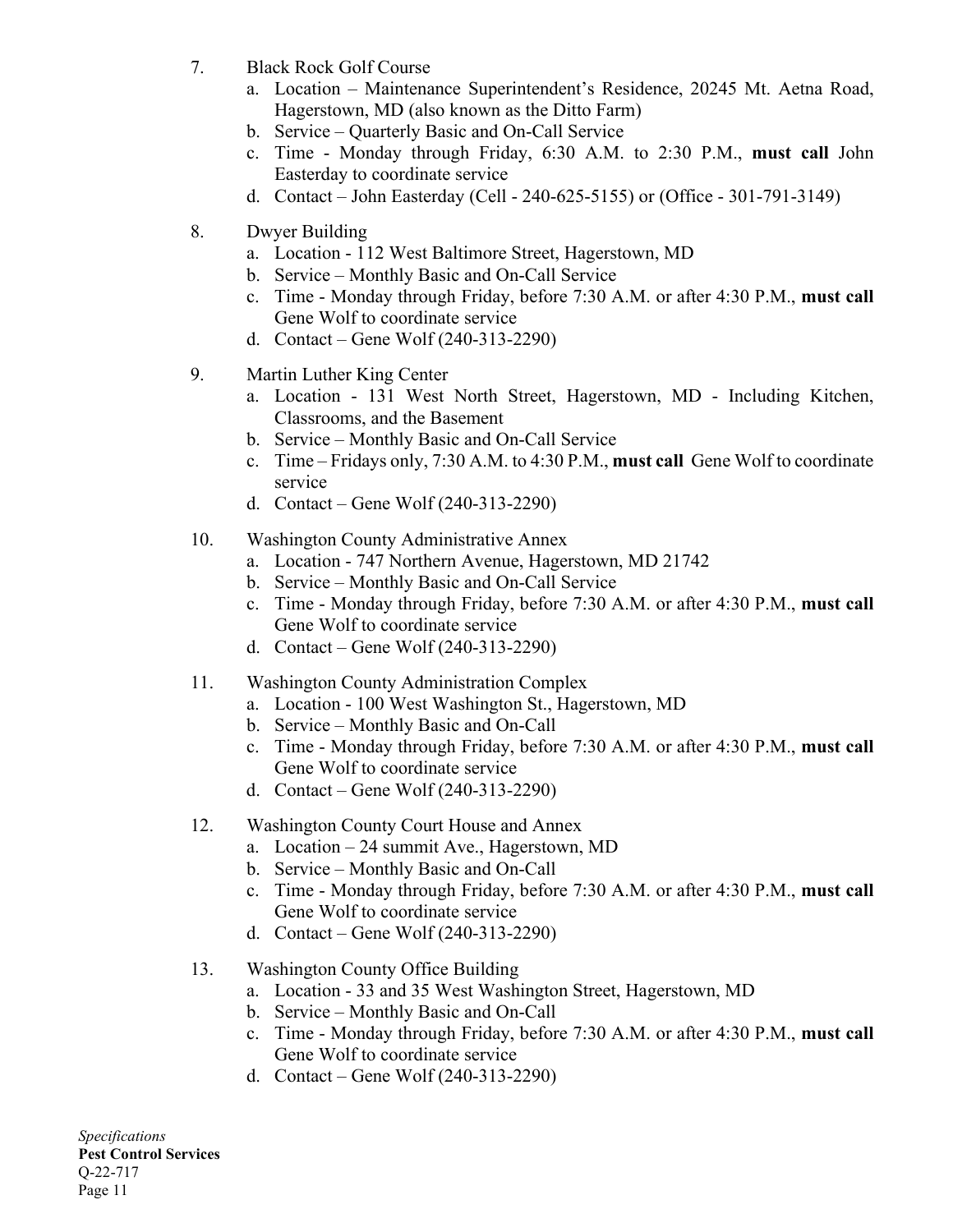7. Black Rock Golf Course
   a. Location – Maintenance Superintendent's Residence, 20245 Mt. Aetna Road, Hagerstown, MD (also known as the Ditto Farm)
   b. Service – Quarterly Basic and On-Call Service
   c. Time - Monday through Friday, 6:30 A.M. to 2:30 P.M., **must call** John Easterday to coordinate service
   d. Contact – John Easterday (Cell - 240-625-5155) or (Office - 301-791-3149)

8. Dwyer Building
   a. Location - 112 West Baltimore Street, Hagerstown, MD
   b. Service – Monthly Basic and On-Call Service
   c. Time - Monday through Friday, before 7:30 A.M. or after 4:30 P.M., **must call** Gene Wolf to coordinate service
   d. Contact – Gene Wolf (240-313-2290)

9. Martin Luther King Center
   a. Location - 131 West North Street, Hagerstown, MD - Including Kitchen, Classrooms, and the Basement
   b. Service – Monthly Basic and On-Call Service
   c. Time – Fridays only, 7:30 A.M. to 4:30 P.M., **must call** Gene Wolf to coordinate service
   d. Contact – Gene Wolf (240-313-2290)

10. Washington County Administrative Annex
    a. Location - 747 Northern Avenue, Hagerstown, MD 21742
    b. Service – Monthly Basic and On-Call Service
    c. Time - Monday through Friday, before 7:30 A.M. or after 4:30 P.M., **must call** Gene Wolf to coordinate service
    d. Contact – Gene Wolf (240-313-2290)

11. Washington County Administration Complex
    a. Location - 100 West Washington St., Hagerstown, MD
    b. Service – Monthly Basic and On-Call
    c. Time - Monday through Friday, before 7:30 A.M. or after 4:30 P.M., **must call** Gene Wolf to coordinate service
    d. Contact – Gene Wolf (240-313-2290)

12. Washington County Court House and Annex
    a. Location – 24 summit Ave., Hagerstown, MD
    b. Service – Monthly Basic and On-Call
    c. Time - Monday through Friday, before 7:30 A.M. or after 4:30 P.M., **must call** Gene Wolf to coordinate service
    d. Contact – Gene Wolf (240-313-2290)

13. Washington County Office Building
    a. Location - 33 and 35 West Washington Street, Hagerstown, MD
    b. Service – Monthly Basic and On-Call
    c. Time - Monday through Friday, before 7:30 A.M. or after 4:30 P.M., **must call** Gene Wolf to coordinate service
    d. Contact – Gene Wolf (240-313-2290)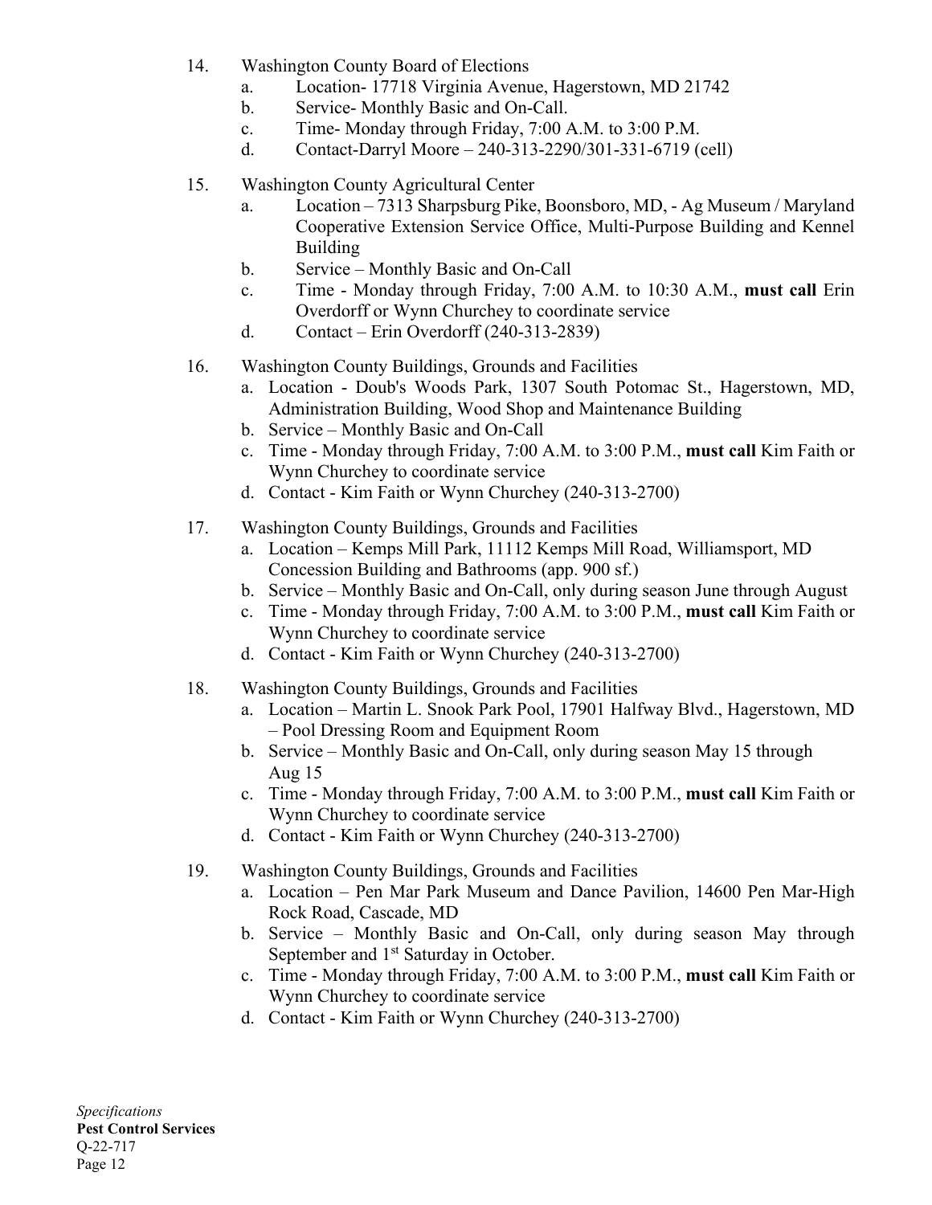14. Washington County Board of Elections
    a. Location- 17718 Virginia Avenue, Hagerstown, MD 21742
    b. Service- Monthly Basic and On-Call.
    c. Time- Monday through Friday, 7:00 A.M. to 3:00 P.M.
    d. Contact-Darryl Moore – 240-313-2290/301-331-6719 (cell)

15. Washington County Agricultural Center
    a. Location – 7313 Sharpsburg Pike, Boonsboro, MD, - Ag Museum / Maryland Cooperative Extension Service Office, Multi-Purpose Building and Kennel Building
    b. Service – Monthly Basic and On-Call
    c. Time - Monday through Friday, 7:00 A.M. to 10:30 A.M., **must call** Erin Overdorff or Wynn Churchey to coordinate service
    d. Contact – Erin Overdorff (240-313-2839)

16. Washington County Buildings, Grounds and Facilities
    a. Location - Doub's Woods Park, 1307 South Potomac St., Hagerstown, MD, Administration Building, Wood Shop and Maintenance Building
    b. Service – Monthly Basic and On-Call
    c. Time - Monday through Friday, 7:00 A.M. to 3:00 P.M., **must call** Kim Faith or Wynn Churchey to coordinate service
    d. Contact - Kim Faith or Wynn Churchey (240-313-2700)

17. Washington County Buildings, Grounds and Facilities
    a. Location – Kemps Mill Park, 11112 Kemps Mill Road, Williamsport, MD Concession Building and Bathrooms (app. 900 sf.)
    b. Service – Monthly Basic and On-Call, only during season June through August
    c. Time - Monday through Friday, 7:00 A.M. to 3:00 P.M., **must call** Kim Faith or Wynn Churchey to coordinate service
    d. Contact - Kim Faith or Wynn Churchey (240-313-2700)

18. Washington County Buildings, Grounds and Facilities
    a. Location – Martin L. Snook Park Pool, 17901 Halfway Blvd., Hagerstown, MD – Pool Dressing Room and Equipment Room
    b. Service – Monthly Basic and On-Call, only during season May 15 through Aug 15
    c. Time - Monday through Friday, 7:00 A.M. to 3:00 P.M., **must call** Kim Faith or Wynn Churchey to coordinate service
    d. Contact - Kim Faith or Wynn Churchey (240-313-2700)

19. Washington County Buildings, Grounds and Facilities
    a. Location – Pen Mar Park Museum and Dance Pavilion, 14600 Pen Mar-High Rock Road, Cascade, MD
    b. Service – Monthly Basic and On-Call, only during season May through September and 1st Saturday in October.
    c. Time - Monday through Friday, 7:00 A.M. to 3:00 P.M., **must call** Kim Faith or Wynn Churchey to coordinate service
    d. Contact - Kim Faith or Wynn Churchey (240-313-2700)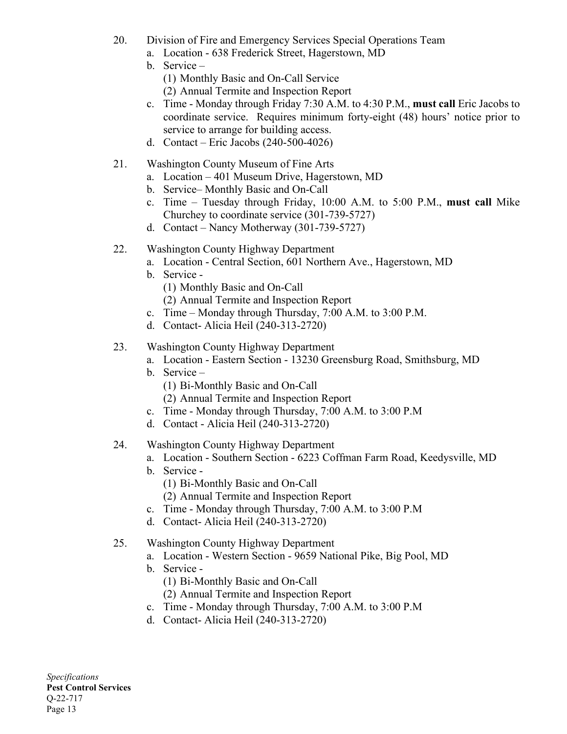20. Division of Fire and Emergency Services Special Operations Team
    a. Location - 638 Frederick Street, Hagerstown, MD
    b. Service –
       (1) Monthly Basic and On-Call Service
       (2) Annual Termite and Inspection Report
    c. Time - Monday through Friday 7:30 A.M. to 4:30 P.M., **must call** Eric Jacobs to coordinate service. Requires minimum forty-eight (48) hours' notice prior to service to arrange for building access.
    d. Contact – Eric Jacobs (240-500-4026)

21. Washington County Museum of Fine Arts
    a. Location – 401 Museum Drive, Hagerstown, MD
    b. Service– Monthly Basic and On-Call
    c. Time – Tuesday through Friday, 10:00 A.M. to 5:00 P.M., **must call** Mike Churchey to coordinate service (301-739-5727)
    d. Contact – Nancy Motherway (301-739-5727)

22. Washington County Highway Department
    a. Location - Central Section, 601 Northern Ave., Hagerstown, MD
    b. Service -
       (1) Monthly Basic and On-Call
       (2) Annual Termite and Inspection Report
    c. Time – Monday through Thursday, 7:00 A.M. to 3:00 P.M.
    d. Contact- Alicia Heil (240-313-2720)

23. Washington County Highway Department
    a. Location - Eastern Section - 13230 Greensburg Road, Smithsburg, MD
    b. Service –
       (1) Bi-Monthly Basic and On-Call
       (2) Annual Termite and Inspection Report
    c. Time - Monday through Thursday, 7:00 A.M. to 3:00 P.M
    d. Contact - Alicia Heil (240-313-2720)

24. Washington County Highway Department
    a. Location - Southern Section - 6223 Coffman Farm Road, Keedysville, MD
    b. Service -
       (1) Bi-Monthly Basic and On-Call
       (2) Annual Termite and Inspection Report
    c. Time - Monday through Thursday, 7:00 A.M. to 3:00 P.M
    d. Contact- Alicia Heil (240-313-2720)

25. Washington County Highway Department
    a. Location - Western Section - 9659 National Pike, Big Pool, MD
    b. Service -
       (1) Bi-Monthly Basic and On-Call
       (2) Annual Termite and Inspection Report
    c. Time - Monday through Thursday, 7:00 A.M. to 3:00 P.M
    d. Contact- Alicia Heil (240-313-2720)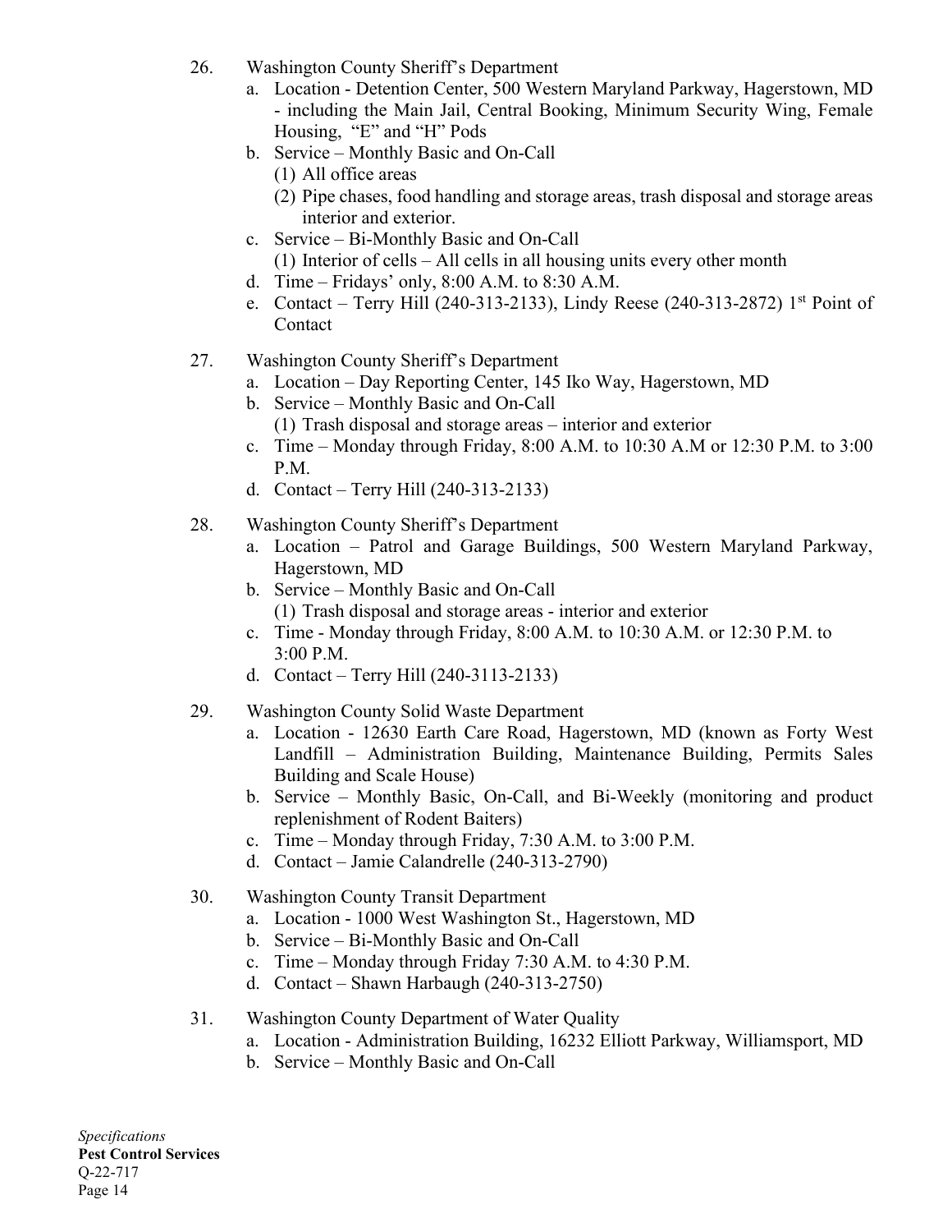26. Washington County Sheriff's Department
    a. Location - Detention Center, 500 Western Maryland Parkway, Hagerstown, MD - including the Main Jail, Central Booking, Minimum Security Wing, Female Housing, "E" and "H" Pods
    b. Service – Monthly Basic and On-Call
       (1) All office areas
       (2) Pipe chases, food handling and storage areas, trash disposal and storage areas interior and exterior.
    c. Service – Bi-Monthly Basic and On-Call
       (1) Interior of cells – All cells in all housing units every other month
    d. Time – Fridays' only, 8:00 A.M. to 8:30 A.M.
    e. Contact – Terry Hill (240-313-2133), Lindy Reese (240-313-2872) 1st Point of Contact

27. Washington County Sheriff's Department
    a. Location – Day Reporting Center, 145 Iko Way, Hagerstown, MD
    b. Service – Monthly Basic and On-Call
       (1) Trash disposal and storage areas – interior and exterior
    c. Time – Monday through Friday, 8:00 A.M. to 10:30 A.M or 12:30 P.M. to 3:00 P.M.
    d. Contact – Terry Hill (240-313-2133)

28. Washington County Sheriff's Department
    a. Location – Patrol and Garage Buildings, 500 Western Maryland Parkway, Hagerstown, MD
    b. Service – Monthly Basic and On-Call
       (1) Trash disposal and storage areas - interior and exterior
    c. Time - Monday through Friday, 8:00 A.M. to 10:30 A.M. or 12:30 P.M. to 3:00 P.M.
    d. Contact – Terry Hill (240-3113-2133)

29. Washington County Solid Waste Department
    a. Location - 12630 Earth Care Road, Hagerstown, MD (known as Forty West Landfill – Administration Building, Maintenance Building, Permits Sales Building and Scale House)
    b. Service – Monthly Basic, On-Call, and Bi-Weekly (monitoring and product replenishment of Rodent Baiters)
    c. Time – Monday through Friday, 7:30 A.M. to 3:00 P.M.
    d. Contact – Jamie Calandrelle (240-313-2790)

30. Washington County Transit Department
    a. Location - 1000 West Washington St., Hagerstown, MD
    b. Service – Bi-Monthly Basic and On-Call
    c. Time – Monday through Friday 7:30 A.M. to 4:30 P.M.
    d. Contact – Shawn Harbaugh (240-313-2750)

31. Washington County Department of Water Quality
    a. Location - Administration Building, 16232 Elliott Parkway, Williamsport, MD
    b. Service – Monthly Basic and On-Call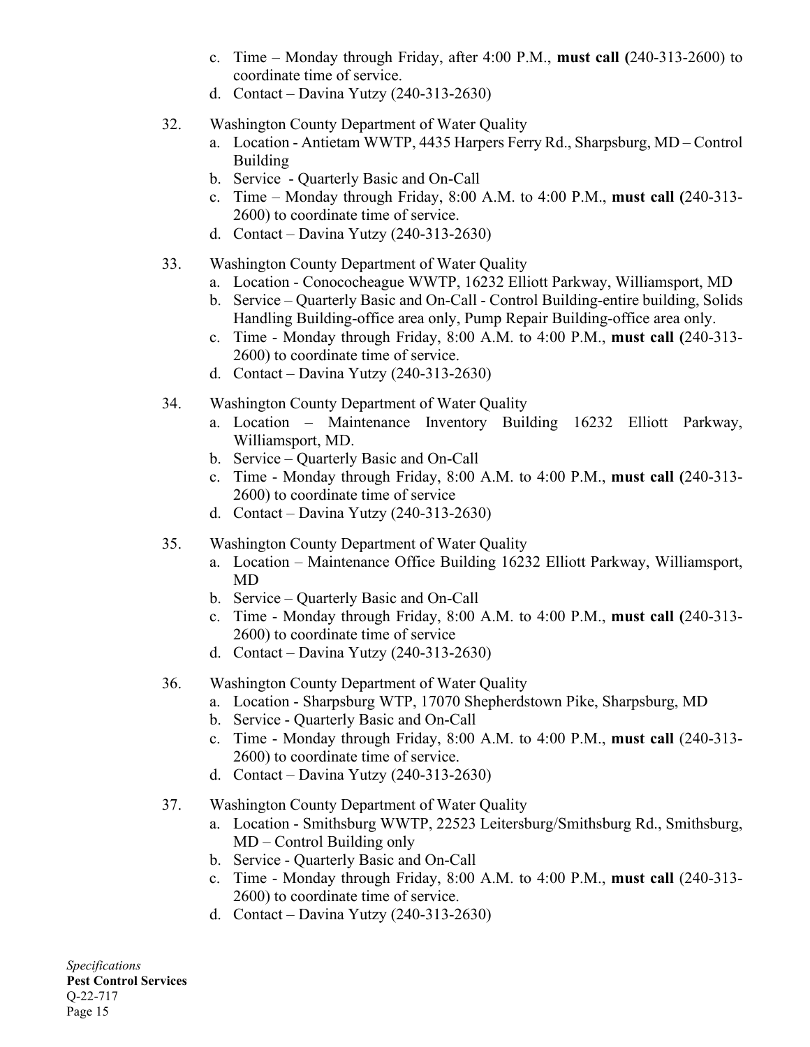c. Time – Monday through Friday, after 4:00 P.M., **must call (**240-313-2600) to coordinate time of service.
d. Contact – Davina Yutzy (240-313-2630)

32. Washington County Department of Water Quality
    a. Location - Antietam WWTP, 4435 Harpers Ferry Rd., Sharpsburg, MD – Control Building
    b. Service - Quarterly Basic and On-Call
    c. Time – Monday through Friday, 8:00 A.M. to 4:00 P.M., **must call (**240-313-2600) to coordinate time of service.
    d. Contact – Davina Yutzy (240-313-2630)

33. Washington County Department of Water Quality
    a. Location - Conococheague WWTP, 16232 Elliott Parkway, Williamsport, MD
    b. Service – Quarterly Basic and On-Call - Control Building-entire building, Solids Handling Building-office area only, Pump Repair Building-office area only.
    c. Time - Monday through Friday, 8:00 A.M. to 4:00 P.M., **must call (**240-313-2600) to coordinate time of service.
    d. Contact – Davina Yutzy (240-313-2630)

34. Washington County Department of Water Quality
    a. Location – Maintenance Inventory Building 16232 Elliott Parkway, Williamsport, MD.
    b. Service – Quarterly Basic and On-Call
    c. Time - Monday through Friday, 8:00 A.M. to 4:00 P.M., **must call (**240-313-2600) to coordinate time of service
    d. Contact – Davina Yutzy (240-313-2630)

35. Washington County Department of Water Quality
    a. Location – Maintenance Office Building 16232 Elliott Parkway, Williamsport, MD
    b. Service – Quarterly Basic and On-Call
    c. Time - Monday through Friday, 8:00 A.M. to 4:00 P.M., **must call (**240-313-2600) to coordinate time of service
    d. Contact – Davina Yutzy (240-313-2630)

36. Washington County Department of Water Quality
    a. Location - Sharpsburg WTP, 17070 Shepherdstown Pike, Sharpsburg, MD
    b. Service - Quarterly Basic and On-Call
    c. Time - Monday through Friday, 8:00 A.M. to 4:00 P.M., **must call** (240-313-2600) to coordinate time of service.
    d. Contact – Davina Yutzy (240-313-2630)

37. Washington County Department of Water Quality
    a. Location - Smithsburg WWTP, 22523 Leitersburg/Smithsburg Rd., Smithsburg, MD – Control Building only
    b. Service - Quarterly Basic and On-Call
    c. Time - Monday through Friday, 8:00 A.M. to 4:00 P.M., **must call** (240-313-2600) to coordinate time of service.
    d. Contact – Davina Yutzy (240-313-2630)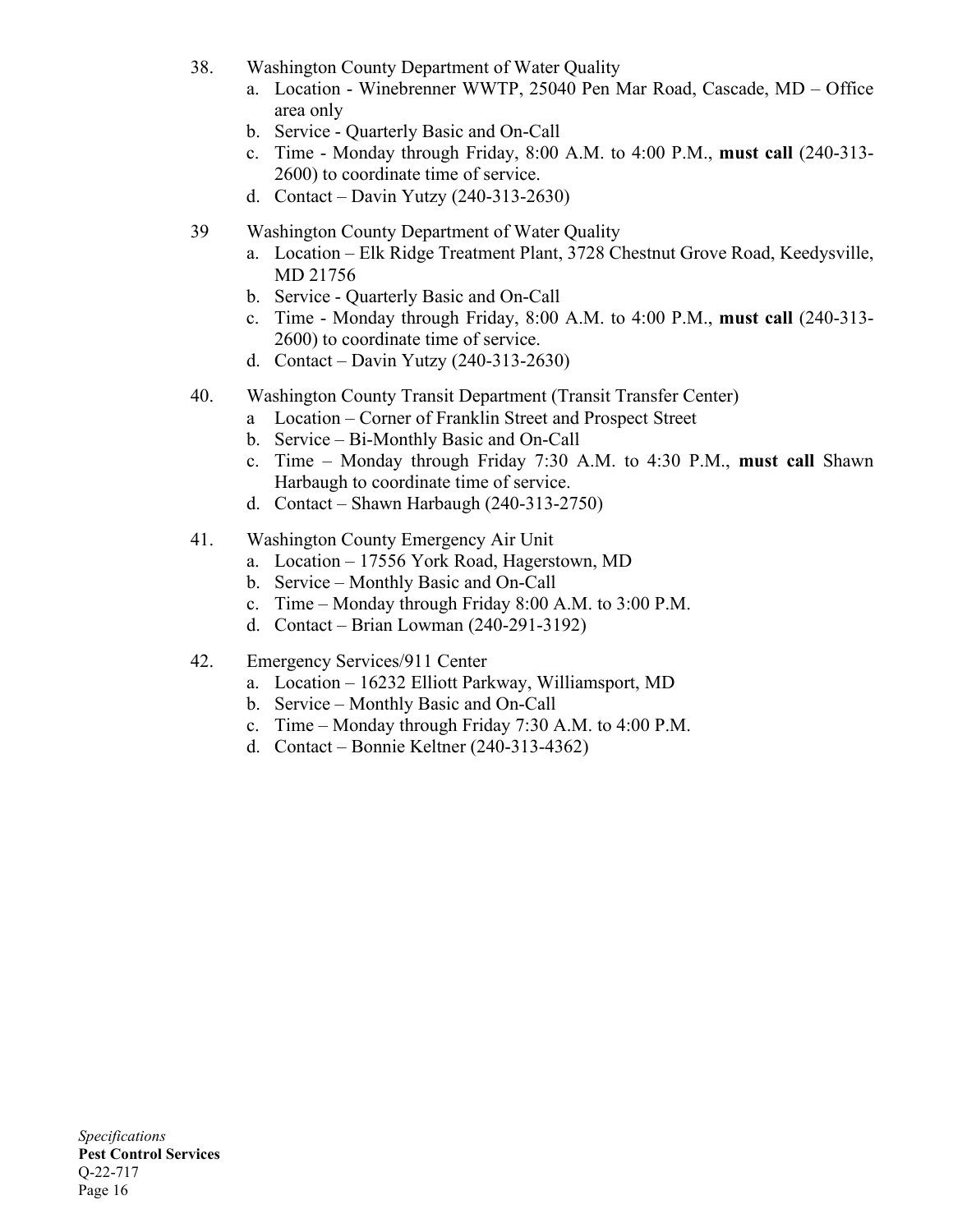38. Washington County Department of Water Quality
    a. Location - Winebrenner WWTP, 25040 Pen Mar Road, Cascade, MD – Office area only
    b. Service - Quarterly Basic and On-Call
    c. Time - Monday through Friday, 8:00 A.M. to 4:00 P.M., **must call** (240-313-2600) to coordinate time of service.
    d. Contact – Davin Yutzy (240-313-2630)

39 Washington County Department of Water Quality
    a. Location – Elk Ridge Treatment Plant, 3728 Chestnut Grove Road, Keedysville, MD 21756
    b. Service - Quarterly Basic and On-Call
    c. Time - Monday through Friday, 8:00 A.M. to 4:00 P.M., **must call** (240-313-2600) to coordinate time of service.
    d. Contact – Davin Yutzy (240-313-2630)

40. Washington County Transit Department (Transit Transfer Center)
    a Location – Corner of Franklin Street and Prospect Street
    b. Service – Bi-Monthly Basic and On-Call
    c. Time – Monday through Friday 7:30 A.M. to 4:30 P.M., **must call** Shawn Harbaugh to coordinate time of service.
    d. Contact – Shawn Harbaugh (240-313-2750)

41. Washington County Emergency Air Unit
    a. Location – 17556 York Road, Hagerstown, MD
    b. Service – Monthly Basic and On-Call
    c. Time – Monday through Friday 8:00 A.M. to 3:00 P.M.
    d. Contact – Brian Lowman (240-291-3192)

42. Emergency Services/911 Center
    a. Location – 16232 Elliott Parkway, Williamsport, MD
    b. Service – Monthly Basic and On-Call
    c. Time – Monday through Friday 7:30 A.M. to 4:00 P.M.
    d. Contact – Bonnie Keltner (240-313-4362)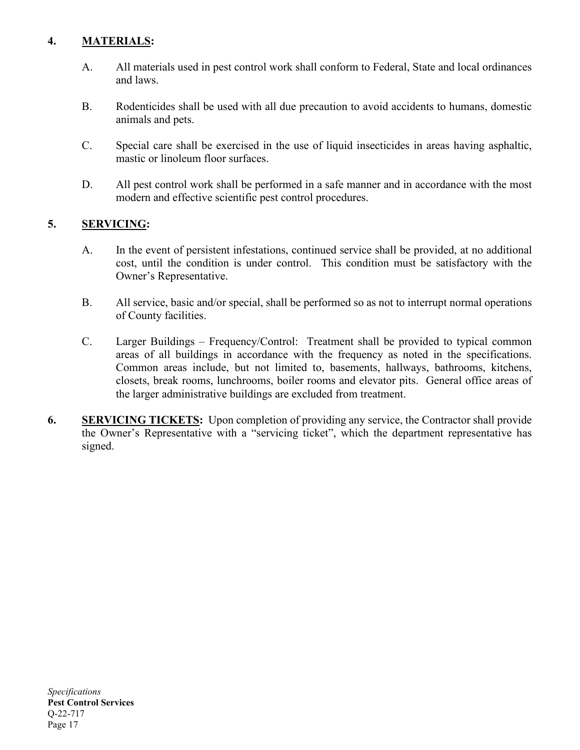**4. MATERIALS:**

A. All materials used in pest control work shall conform to Federal, State and local ordinances and laws.

B. Rodenticides shall be used with all due precaution to avoid accidents to humans, domestic animals and pets.

C. Special care shall be exercised in the use of liquid insecticides in areas having asphaltic, mastic or linoleum floor surfaces.

D. All pest control work shall be performed in a safe manner and in accordance with the most modern and effective scientific pest control procedures.

**5. SERVICING:**

A. In the event of persistent infestations, continued service shall be provided, at no additional cost, until the condition is under control. This condition must be satisfactory with the Owner's Representative.

B. All service, basic and/or special, shall be performed so as not to interrupt normal operations of County facilities.

C. Larger Buildings – Frequency/Control: Treatment shall be provided to typical common areas of all buildings in accordance with the frequency as noted in the specifications. Common areas include, but not limited to, basements, hallways, bathrooms, kitchens, closets, break rooms, lunchrooms, boiler rooms and elevator pits. General office areas of the larger administrative buildings are excluded from treatment.

**6. SERVICING TICKETS:** Upon completion of providing any service, the Contractor shall provide the Owner's Representative with a "servicing ticket", which the department representative has signed.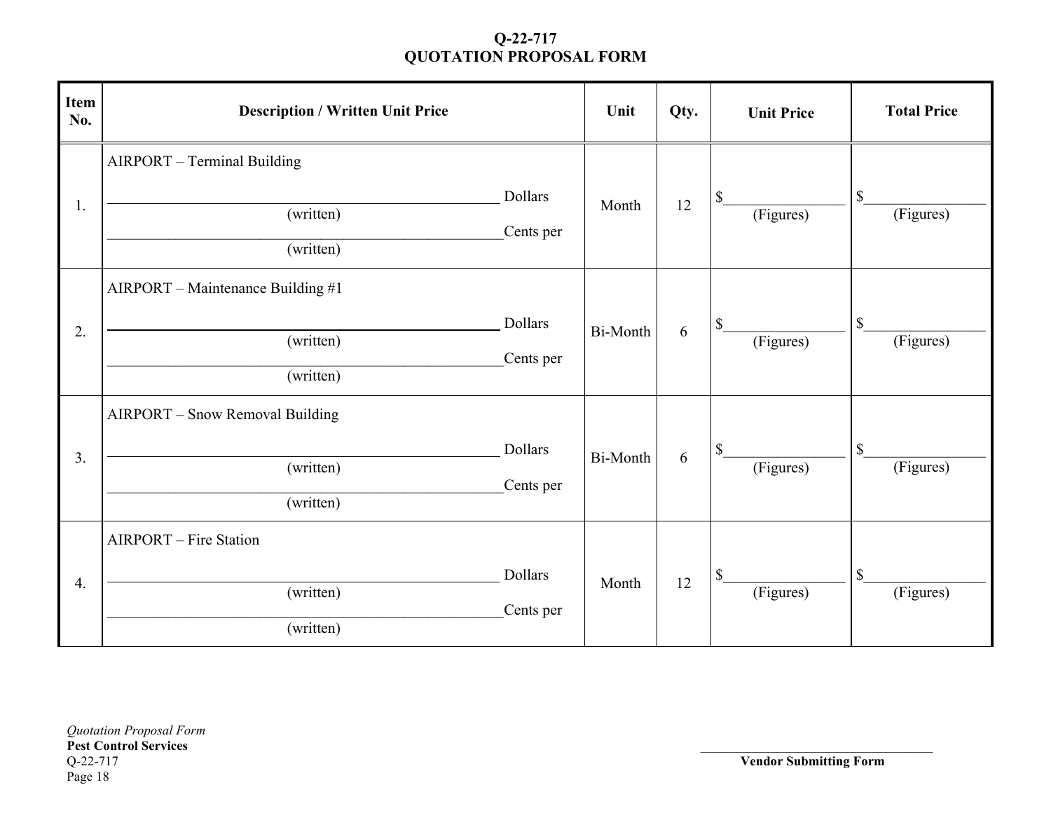# Q-22-717
# QUOTATION PROPOSAL FORM

| Item No. | Description / Written Unit Price | Unit | Qty. | Unit Price | Total Price |
|---|---|---|---|---|---|
| 1. | AIRPORT – Terminal Building<br><br>_______________________________________ Dollars<br>(written)<br>_______________________________________ Cents per<br>(written) | Month | 12 | $______________<br>(Figures) | $______________<br>(Figures) |
| 2. | AIRPORT – Maintenance Building #1<br><br>_______________________________________ Dollars<br>(written)<br>_______________________________________ Cents per<br>(written) | Bi-Month | 6 | $______________<br>(Figures) | $______________<br>(Figures) |
| 3. | AIRPORT – Snow Removal Building<br><br>_______________________________________ Dollars<br>(written)<br>_______________________________________ Cents per<br>(written) | Bi-Month | 6 | $______________<br>(Figures) | $______________<br>(Figures) |
| 4. | AIRPORT – Fire Station<br><br>_______________________________________ Dollars<br>(written)<br>_______________________________________ Cents per<br>(written) | Month | 12 | $______________<br>(Figures) | $______________<br>(Figures) |

*Quotation Proposal Form*
**Pest Control Services**
Q-22-717

_________________________________
**Vendor Submitting Form**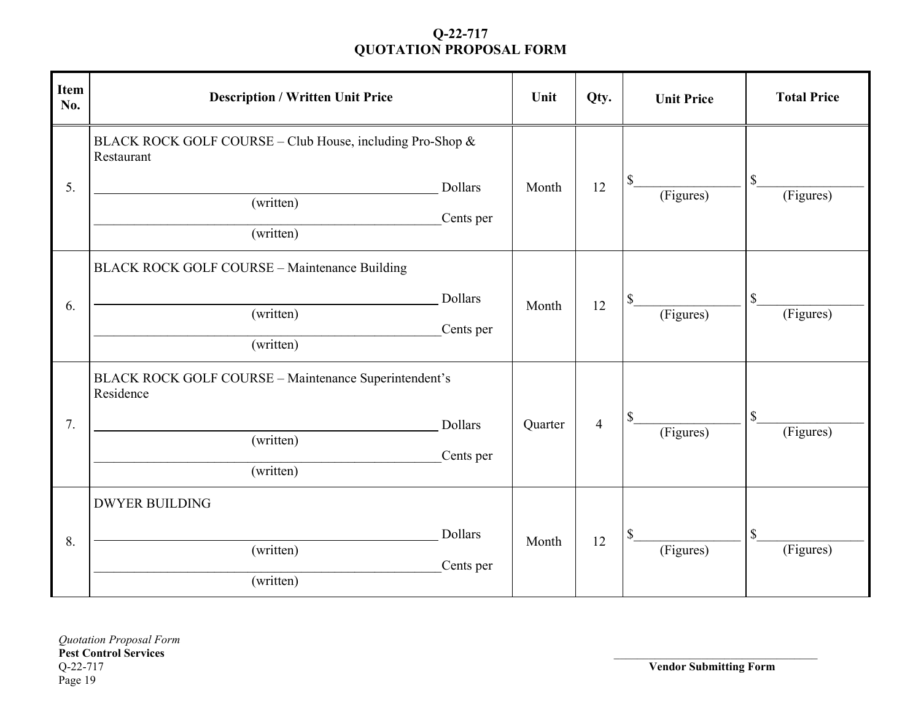# Q-22-717
# QUOTATION PROPOSAL FORM

| Item No. | Description / Written Unit Price | Unit | Qty. | Unit Price | Total Price |
|---|---|---|---|---|---|
| 5. | BLACK ROCK GOLF COURSE – Club House, including Pro-Shop & Restaurant<br><br>______________________________ Dollars<br>(written)<br>______________________________ Cents per<br>(written) | Month | 12 | $______________<br>(Figures) | $______________<br>(Figures) |
| 6. | BLACK ROCK GOLF COURSE – Maintenance Building<br><br>______________________________ Dollars<br>(written)<br>______________________________ Cents per<br>(written) | Month | 12 | $______________<br>(Figures) | $______________<br>(Figures) |
| 7. | BLACK ROCK GOLF COURSE – Maintenance Superintendent's Residence<br><br>______________________________ Dollars<br>(written)<br>______________________________ Cents per<br>(written) | Quarter | 4 | $______________<br>(Figures) | $______________<br>(Figures) |
| 8. | DWYER BUILDING<br><br>______________________________ Dollars<br>(written)<br>______________________________ Cents per<br>(written) | Month | 12 | $______________<br>(Figures) | $______________<br>(Figures) |

*Quotation Proposal Form*
**Pest Control Services**
Q-22-717

______________________________
**Vendor Submitting Form**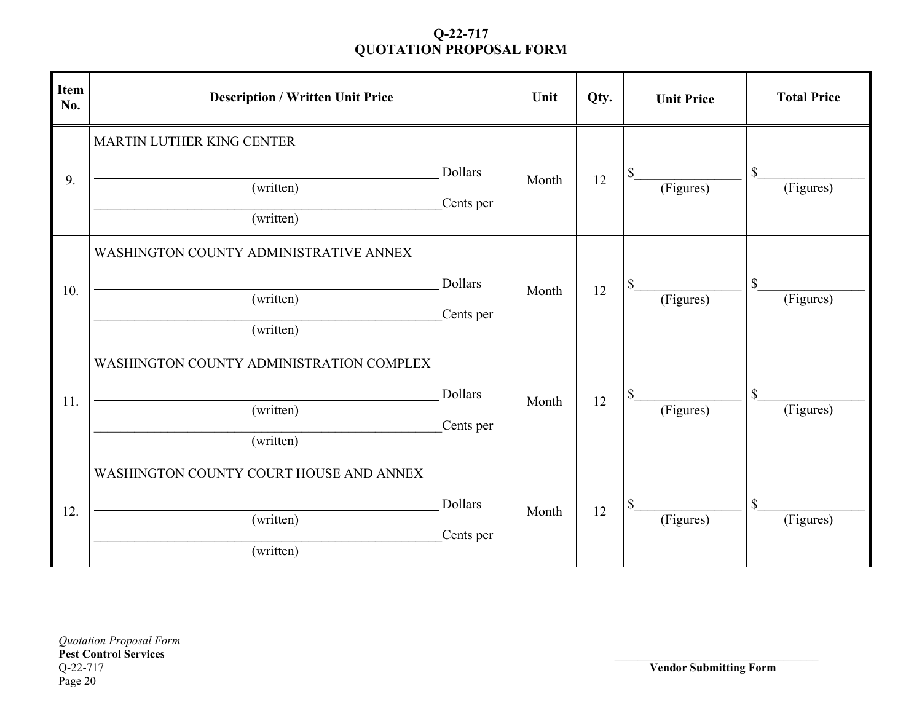**Q-22-717**
**QUOTATION PROPOSAL FORM**

| Item No. | Description / Written Unit Price | Unit | Qty. | Unit Price | Total Price |
|---|---|---|---|---|---|
| 9. | MARTIN LUTHER KING CENTER<br>______________________ Dollars<br>(written)<br>______________________ Cents per<br>(written) | Month | 12 | $__________<br>(Figures) | $__________<br>(Figures) |
| 10. | WASHINGTON COUNTY ADMINISTRATIVE ANNEX<br>______________________ Dollars<br>(written)<br>______________________ Cents per<br>(written) | Month | 12 | $__________<br>(Figures) | $__________<br>(Figures) |
| 11. | WASHINGTON COUNTY ADMINISTRATION COMPLEX<br>______________________ Dollars<br>(written)<br>______________________ Cents per<br>(written) | Month | 12 | $__________<br>(Figures) | $__________<br>(Figures) |
| 12. | WASHINGTON COUNTY COURT HOUSE AND ANNEX<br>______________________ Dollars<br>(written)<br>______________________ Cents per<br>(written) | Month | 12 | $__________<br>(Figures) | $__________<br>(Figures) |

*Quotation Proposal Form*
**Pest Control Services**
Q-22-717

______________________________
**Vendor Submitting Form**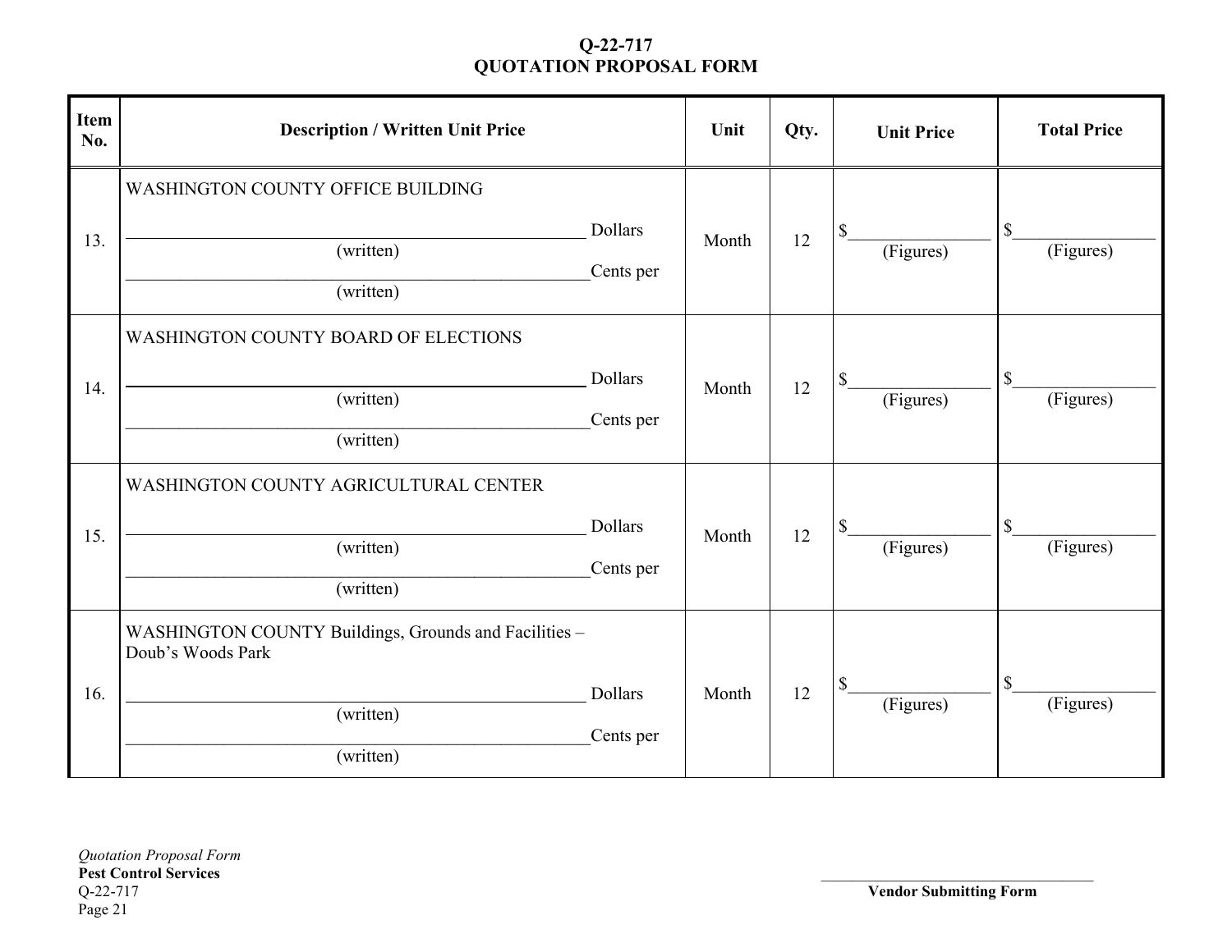# Q-22-717
# QUOTATION PROPOSAL FORM

| Item No. | Description / Written Unit Price | Unit | Qty. | Unit Price | Total Price |
|---|---|---|---|---|---|
| 13. | WASHINGTON COUNTY OFFICE BUILDING<br>_______________ Dollars<br>(written)<br>_______________ Cents per<br>(written) | Month | 12 | $_______________<br>(Figures) | $_______________<br>(Figures) |
| 14. | WASHINGTON COUNTY BOARD OF ELECTIONS<br>_______________ Dollars<br>(written)<br>_______________ Cents per<br>(written) | Month | 12 | $_______________<br>(Figures) | $_______________<br>(Figures) |
| 15. | WASHINGTON COUNTY AGRICULTURAL CENTER<br>_______________ Dollars<br>(written)<br>_______________ Cents per<br>(written) | Month | 12 | $_______________<br>(Figures) | $_______________<br>(Figures) |
| 16. | WASHINGTON COUNTY Buildings, Grounds and Facilities – Doub's Woods Park<br>_______________ Dollars<br>(written)<br>_______________ Cents per<br>(written) | Month | 12 | $_______________<br>(Figures) | $_______________<br>(Figures) |

*Quotation Proposal Form*
**Pest Control Services**
Q-22-717

_______________________________
**Vendor Submitting Form**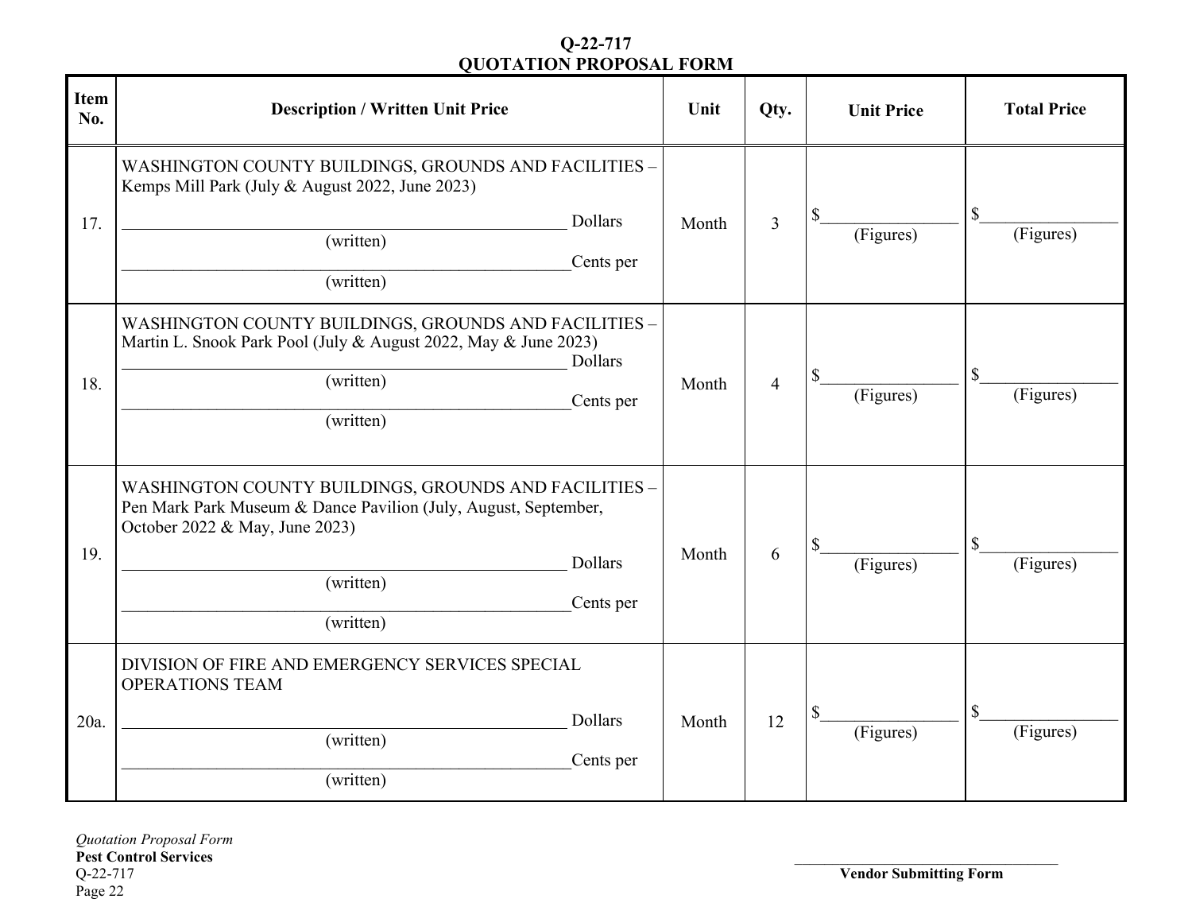**Q-22-717**
**QUOTATION PROPOSAL FORM**

| Item No. | Description / Written Unit Price | Unit | Qty. | Unit Price | Total Price |
|---|---|---|---|---|---|
| 17. | WASHINGTON COUNTY BUILDINGS, GROUNDS AND FACILITIES – Kemps Mill Park (July & August 2022, June 2023)<br>_______________ Dollars<br>(written)<br>_______________Cents per<br>(written) | Month | 3 | $_______________<br>(Figures) | $_______________<br>(Figures) |
| 18. | WASHINGTON COUNTY BUILDINGS, GROUNDS AND FACILITIES – Martin L. Snook Park Pool (July & August 2022, May & June 2023)<br>_______________ Dollars<br>(written)<br>_______________Cents per<br>(written) | Month | 4 | $_______________<br>(Figures) | $_______________<br>(Figures) |
| 19. | WASHINGTON COUNTY BUILDINGS, GROUNDS AND FACILITIES – Pen Mark Park Museum & Dance Pavilion (July, August, September, October 2022 & May, June 2023)<br>_______________ Dollars<br>(written)<br>_______________Cents per<br>(written) | Month | 6 | $_______________<br>(Figures) | $_______________<br>(Figures) |
| 20a. | DIVISION OF FIRE AND EMERGENCY SERVICES SPECIAL OPERATIONS TEAM<br>_______________ Dollars<br>(written)<br>_______________Cents per<br>(written) | Month | 12 | $_______________<br>(Figures) | $_______________<br>(Figures) |

*Quotation Proposal Form*
**Pest Control Services**
Q-22-717

_______________________________
**Vendor Submitting Form**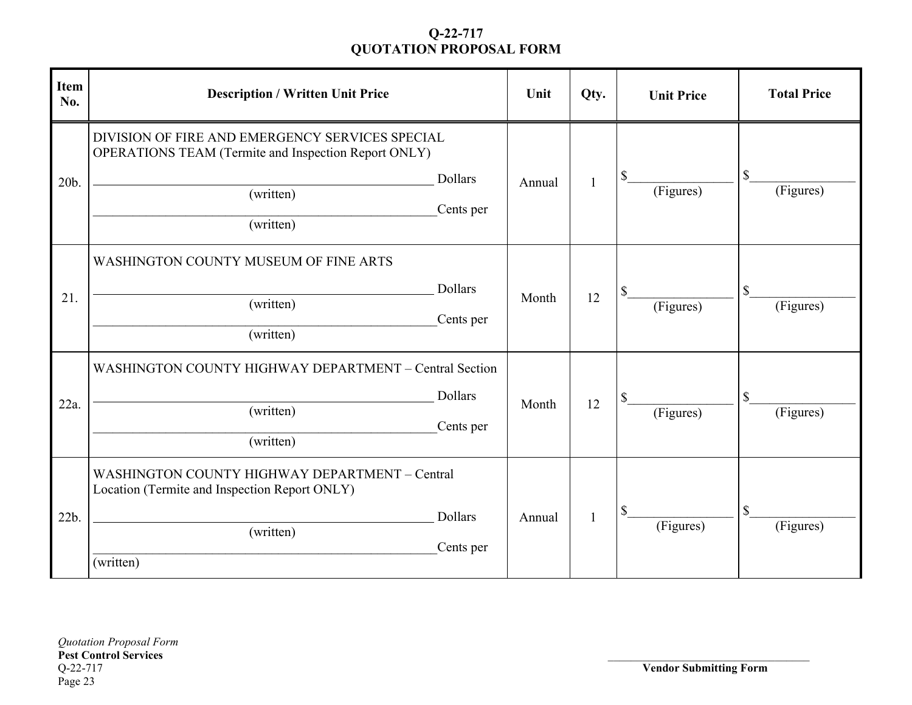## Q-22-717
## QUOTATION PROPOSAL FORM

| Item No. | Description / Written Unit Price | Unit | Qty. | Unit Price | Total Price |
|---|---|---|---|---|---|
| 20b. | DIVISION OF FIRE AND EMERGENCY SERVICES SPECIAL OPERATIONS TEAM (Termite and Inspection Report ONLY)<br>_______________ Dollars<br>(written)<br>_______________Cents per<br>(written) | Annual | 1 | $_______________<br>(Figures) | $_______________<br>(Figures) |
| 21. | WASHINGTON COUNTY MUSEUM OF FINE ARTS<br>_______________ Dollars<br>(written)<br>_______________Cents per<br>(written) | Month | 12 | $_______________<br>(Figures) | $_______________<br>(Figures) |
| 22a. | WASHINGTON COUNTY HIGHWAY DEPARTMENT – Central Section<br>_______________ Dollars<br>(written)<br>_______________Cents per<br>(written) | Month | 12 | $_______________<br>(Figures) | $_______________<br>(Figures) |
| 22b. | WASHINGTON COUNTY HIGHWAY DEPARTMENT – Central Location (Termite and Inspection Report ONLY)<br>_______________ Dollars<br>(written)<br>_______________Cents per<br>(written) | Annual | 1 | $_______________<br>(Figures) | $_______________<br>(Figures) |

*Quotation Proposal Form*
**Pest Control Services**
Q-22-717

_______________________________
**Vendor Submitting Form**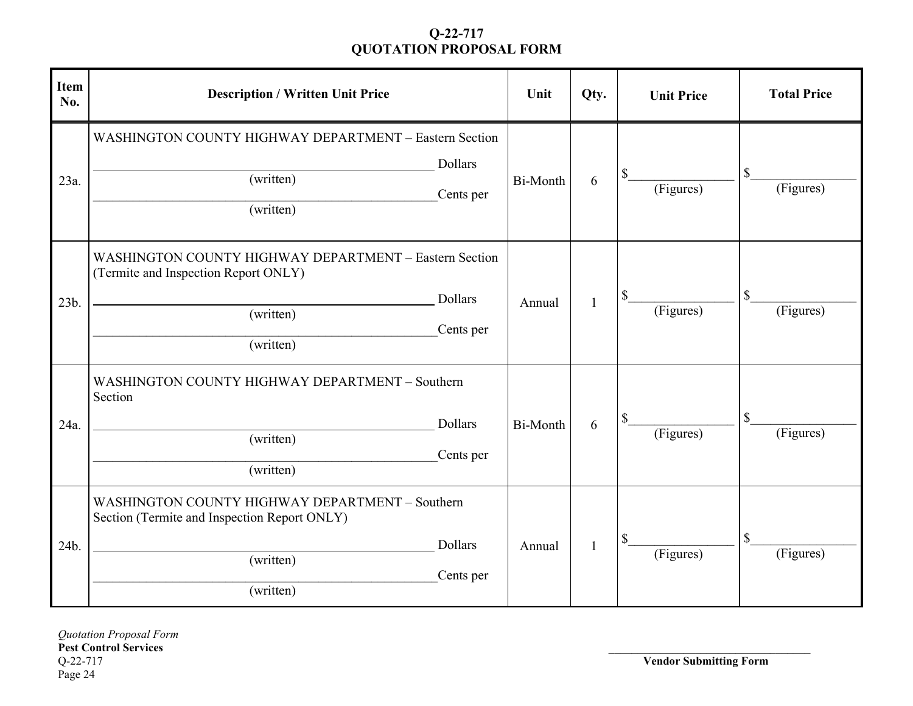**Q-22-717**
**QUOTATION PROPOSAL FORM**

| Item No. | Description / Written Unit Price | Unit | Qty. | Unit Price | Total Price |
|---|---|---|---|---|---|
| 23a. | WASHINGTON COUNTY HIGHWAY DEPARTMENT – Eastern Section<br>\_\_\_\_\_\_\_\_\_\_\_\_\_\_\_\_\_\_\_\_ Dollars<br>(written)<br>\_\_\_\_\_\_\_\_\_\_\_\_\_\_\_\_\_\_\_\_ Cents per<br>(written) | Bi-Month | 6 | $\_\_\_\_\_\_\_\_\_\_<br>(Figures) | $\_\_\_\_\_\_\_\_\_\_<br>(Figures) |
| 23b. | WASHINGTON COUNTY HIGHWAY DEPARTMENT – Eastern Section (Termite and Inspection Report ONLY)<br>\_\_\_\_\_\_\_\_\_\_\_\_\_\_\_\_\_\_\_\_ Dollars<br>(written)<br>\_\_\_\_\_\_\_\_\_\_\_\_\_\_\_\_\_\_\_\_ Cents per<br>(written) | Annual | 1 | $\_\_\_\_\_\_\_\_\_\_<br>(Figures) | $\_\_\_\_\_\_\_\_\_\_<br>(Figures) |
| 24a. | WASHINGTON COUNTY HIGHWAY DEPARTMENT – Southern Section<br>\_\_\_\_\_\_\_\_\_\_\_\_\_\_\_\_\_\_\_\_ Dollars<br>(written)<br>\_\_\_\_\_\_\_\_\_\_\_\_\_\_\_\_\_\_\_\_ Cents per<br>(written) | Bi-Month | 6 | $\_\_\_\_\_\_\_\_\_\_<br>(Figures) | $\_\_\_\_\_\_\_\_\_\_<br>(Figures) |
| 24b. | WASHINGTON COUNTY HIGHWAY DEPARTMENT – Southern Section (Termite and Inspection Report ONLY)<br>\_\_\_\_\_\_\_\_\_\_\_\_\_\_\_\_\_\_\_\_ Dollars<br>(written)<br>\_\_\_\_\_\_\_\_\_\_\_\_\_\_\_\_\_\_\_\_ Cents per<br>(written) | Annual | 1 | $\_\_\_\_\_\_\_\_\_\_<br>(Figures) | $\_\_\_\_\_\_\_\_\_\_<br>(Figures) |

*Quotation Proposal Form*
**Pest Control Services**
Q-22-717

\_\_\_\_\_\_\_\_\_\_\_\_\_\_\_\_\_\_\_\_\_\_\_\_\_\_\_\_\_\_
**Vendor Submitting Form**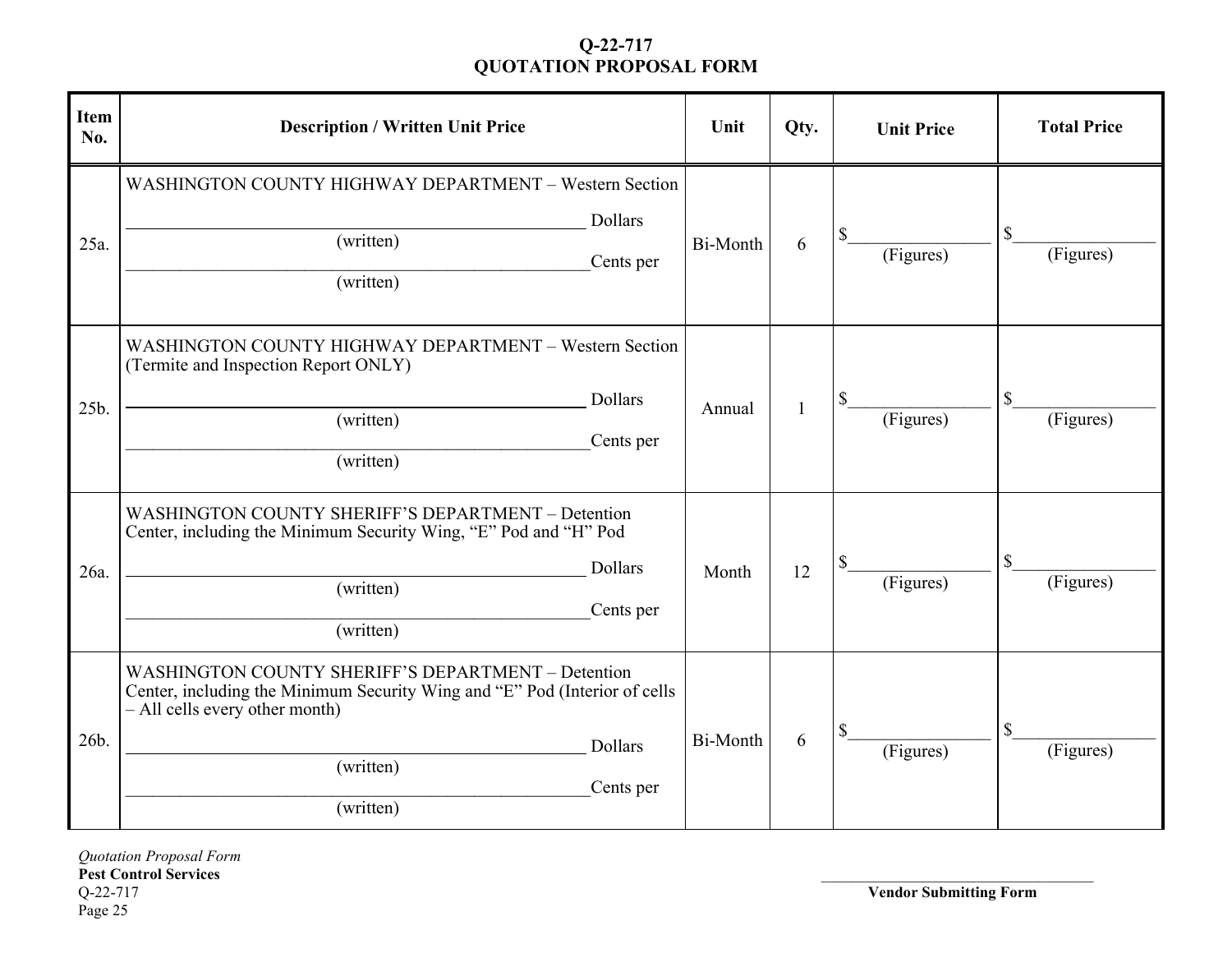**Q-22-717**
**QUOTATION PROPOSAL FORM**

| Item No. | Description / Written Unit Price | Unit | Qty. | Unit Price | Total Price |
|---|---|---|---|---|---|
| 25a. | WASHINGTON COUNTY HIGHWAY DEPARTMENT – Western Section<br><br>_______________________ Dollars<br>(written)<br>_______________________ Cents per<br>(written) | Bi-Month | 6 | $__________<br>(Figures) | $__________<br>(Figures) |
| 25b. | WASHINGTON COUNTY HIGHWAY DEPARTMENT – Western Section (Termite and Inspection Report ONLY)<br><br>_______________________ Dollars<br>(written)<br>_______________________ Cents per<br>(written) | Annual | 1 | $__________<br>(Figures) | $__________<br>(Figures) |
| 26a. | WASHINGTON COUNTY SHERIFF'S DEPARTMENT – Detention Center, including the Minimum Security Wing, "E" Pod and "H" Pod<br><br>_______________________ Dollars<br>(written)<br>_______________________ Cents per<br>(written) | Month | 12 | $__________<br>(Figures) | $__________<br>(Figures) |
| 26b. | WASHINGTON COUNTY SHERIFF'S DEPARTMENT – Detention Center, including the Minimum Security Wing and "E" Pod (Interior of cells – All cells every other month)<br><br>_______________________ Dollars<br>(written)<br>_______________________ Cents per<br>(written) | Bi-Month | 6 | $__________<br>(Figures) | $__________<br>(Figures) |

*Quotation Proposal Form*
**Pest Control Services**
Q-22-717

______________________________
**Vendor Submitting Form**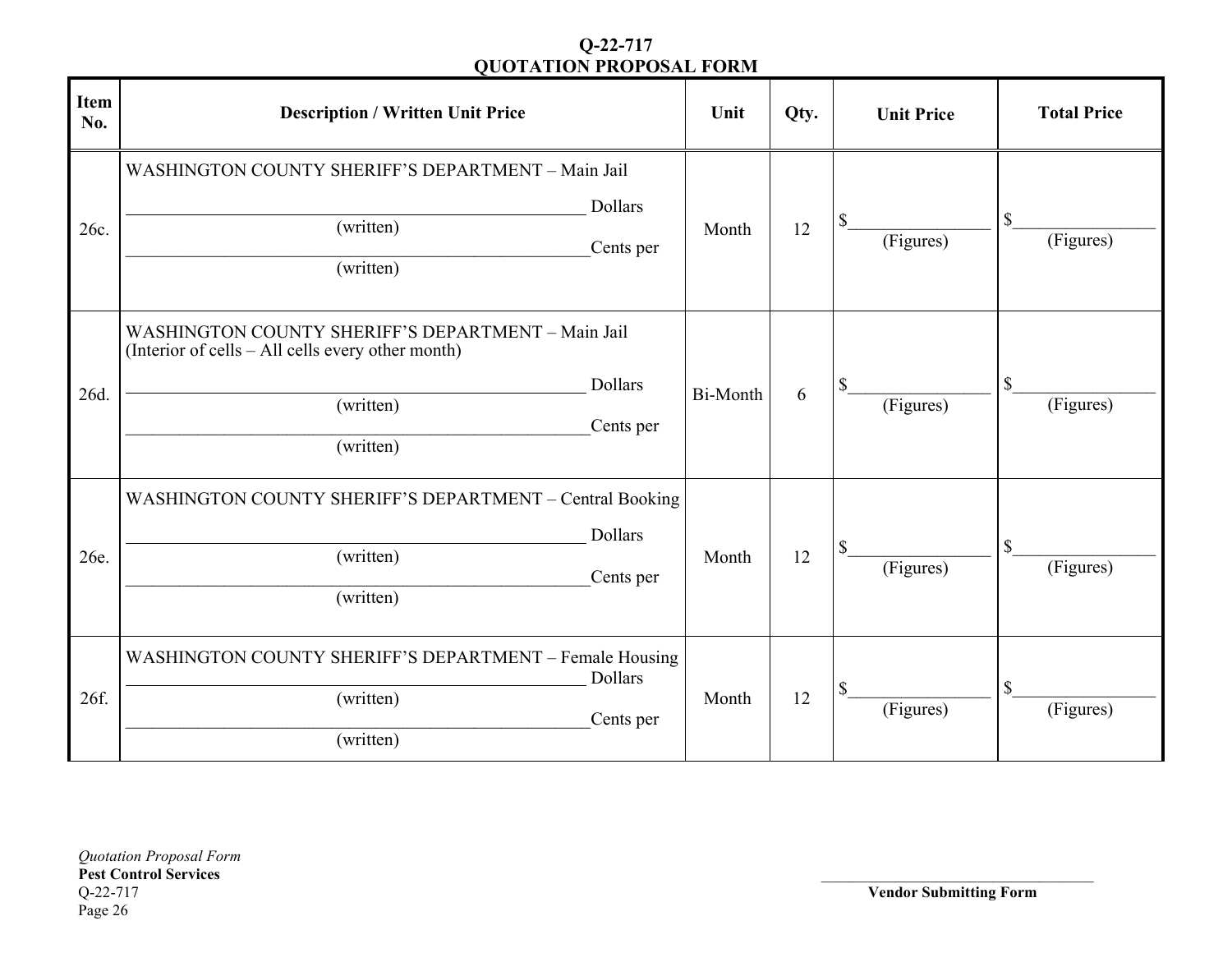**Q-22-717**
**QUOTATION PROPOSAL FORM**

| Item No. | Description / Written Unit Price | Unit | Qty. | Unit Price | Total Price |
|---|---|---|---|---|---|
| 26c. | WASHINGTON COUNTY SHERIFF'S DEPARTMENT – Main Jail<br>_______________________ Dollars<br>(written)<br>_______________________ Cents per<br>(written) | Month | 12 | $_______________<br>(Figures) | $_______________<br>(Figures) |
| 26d. | WASHINGTON COUNTY SHERIFF'S DEPARTMENT – Main Jail<br>(Interior of cells – All cells every other month)<br>_______________________ Dollars<br>(written)<br>_______________________ Cents per<br>(written) | Bi-Month | 6 | $_______________<br>(Figures) | $_______________<br>(Figures) |
| 26e. | WASHINGTON COUNTY SHERIFF'S DEPARTMENT – Central Booking<br>_______________________ Dollars<br>(written)<br>_______________________ Cents per<br>(written) | Month | 12 | $_______________<br>(Figures) | $_______________<br>(Figures) |
| 26f. | WASHINGTON COUNTY SHERIFF'S DEPARTMENT – Female Housing<br>_______________________ Dollars<br>(written)<br>_______________________ Cents per<br>(written) | Month | 12 | $_______________<br>(Figures) | $_______________<br>(Figures) |

*Quotation Proposal Form*
**Pest Control Services**
Q-22-717

_________________________________
**Vendor Submitting Form**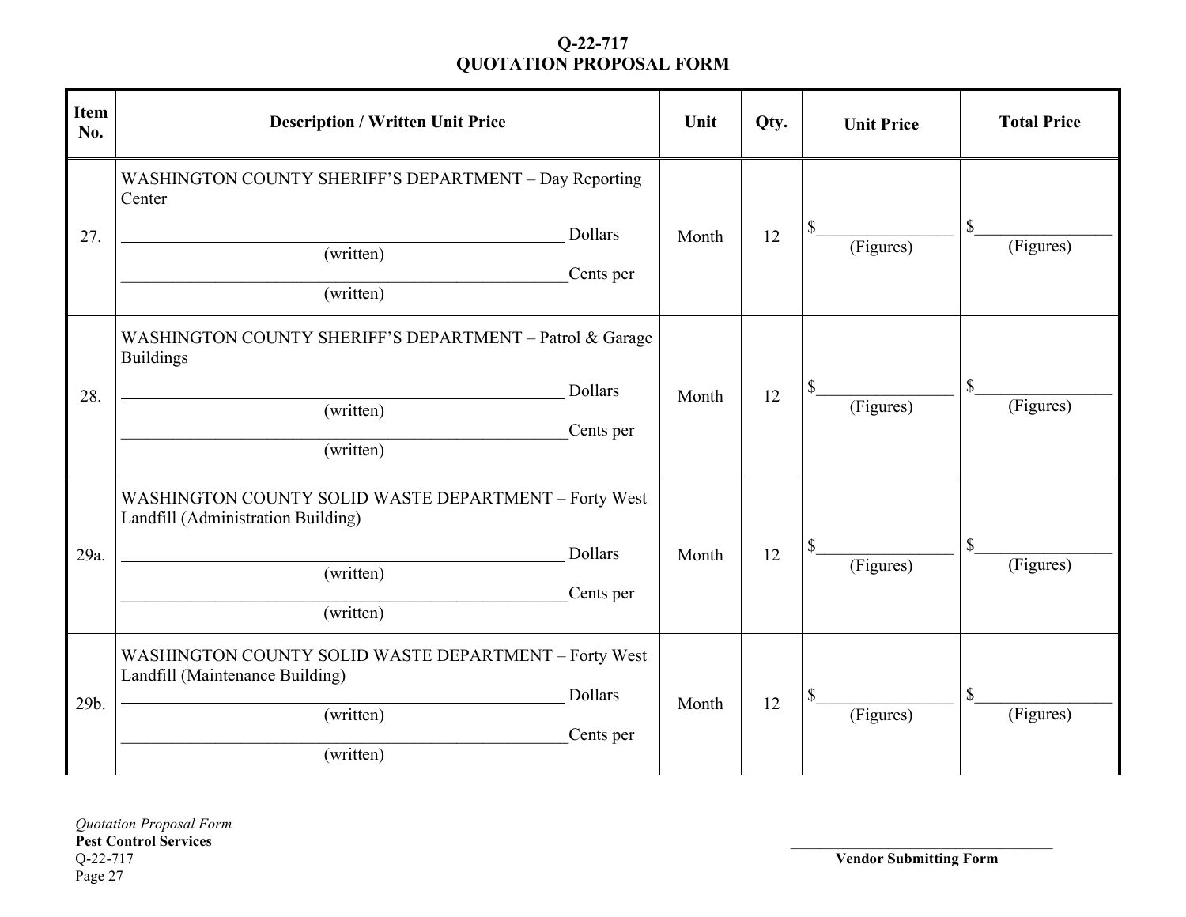**Q-22-717**
**QUOTATION PROPOSAL FORM**

| Item No. | Description / Written Unit Price | Unit | Qty. | Unit Price | Total Price |
|---|---|---|---|---|---|
| 27. | WASHINGTON COUNTY SHERIFF'S DEPARTMENT – Day Reporting Center<br>______________________________ Dollars<br>(written)<br>______________________________Cents per<br>(written) | Month | 12 | $______________<br>(Figures) | $______________<br>(Figures) |
| 28. | WASHINGTON COUNTY SHERIFF'S DEPARTMENT – Patrol & Garage Buildings<br>______________________________ Dollars<br>(written)<br>______________________________Cents per<br>(written) | Month | 12 | $______________<br>(Figures) | $______________<br>(Figures) |
| 29a. | WASHINGTON COUNTY SOLID WASTE DEPARTMENT – Forty West Landfill (Administration Building)<br>______________________________ Dollars<br>(written)<br>______________________________Cents per<br>(written) | Month | 12 | $______________<br>(Figures) | $______________<br>(Figures) |
| 29b. | WASHINGTON COUNTY SOLID WASTE DEPARTMENT – Forty West Landfill (Maintenance Building)<br>______________________________ Dollars<br>(written)<br>______________________________Cents per<br>(written) | Month | 12 | $______________<br>(Figures) | $______________<br>(Figures) |

*Quotation Proposal Form*
**Pest Control Services**
Q-22-717

______________________________
**Vendor Submitting Form**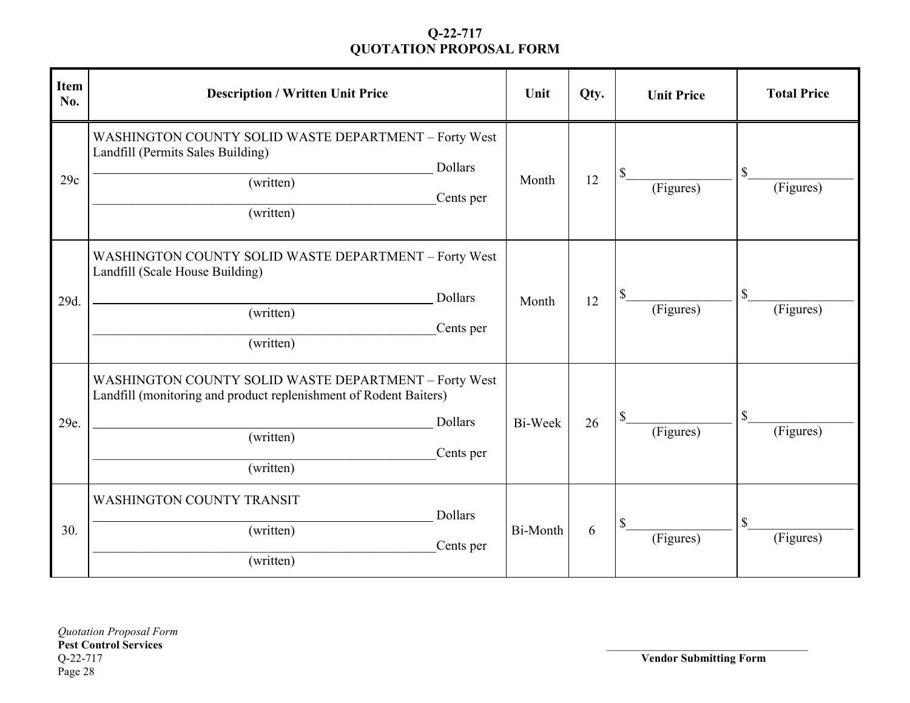# Q-22-717
# QUOTATION PROPOSAL FORM

| Item No. | Description / Written Unit Price | Unit | Qty. | Unit Price | Total Price |
|---|---|---|---|---|---|
| 29c | WASHINGTON COUNTY SOLID WASTE DEPARTMENT – Forty West Landfill (Permits Sales Building)<br>______________________________ Dollars<br>(written)<br>______________________________Cents per<br>(written) | Month | 12 | $______________<br>(Figures) | $______________<br>(Figures) |
| 29d. | WASHINGTON COUNTY SOLID WASTE DEPARTMENT – Forty West Landfill (Scale House Building)<br>______________________________ Dollars<br>(written)<br>______________________________Cents per<br>(written) | Month | 12 | $______________<br>(Figures) | $______________<br>(Figures) |
| 29e. | WASHINGTON COUNTY SOLID WASTE DEPARTMENT – Forty West Landfill (monitoring and product replenishment of Rodent Baiters)<br>______________________________ Dollars<br>(written)<br>______________________________Cents per<br>(written) | Bi-Week | 26 | $______________<br>(Figures) | $______________<br>(Figures) |
| 30. | WASHINGTON COUNTY TRANSIT<br>______________________________ Dollars<br>(written)<br>______________________________Cents per<br>(written) | Bi-Month | 6 | $______________<br>(Figures) | $______________<br>(Figures) |

*Quotation Proposal Form*
**Pest Control Services**
Q-22-717

______________________________
**Vendor Submitting Form**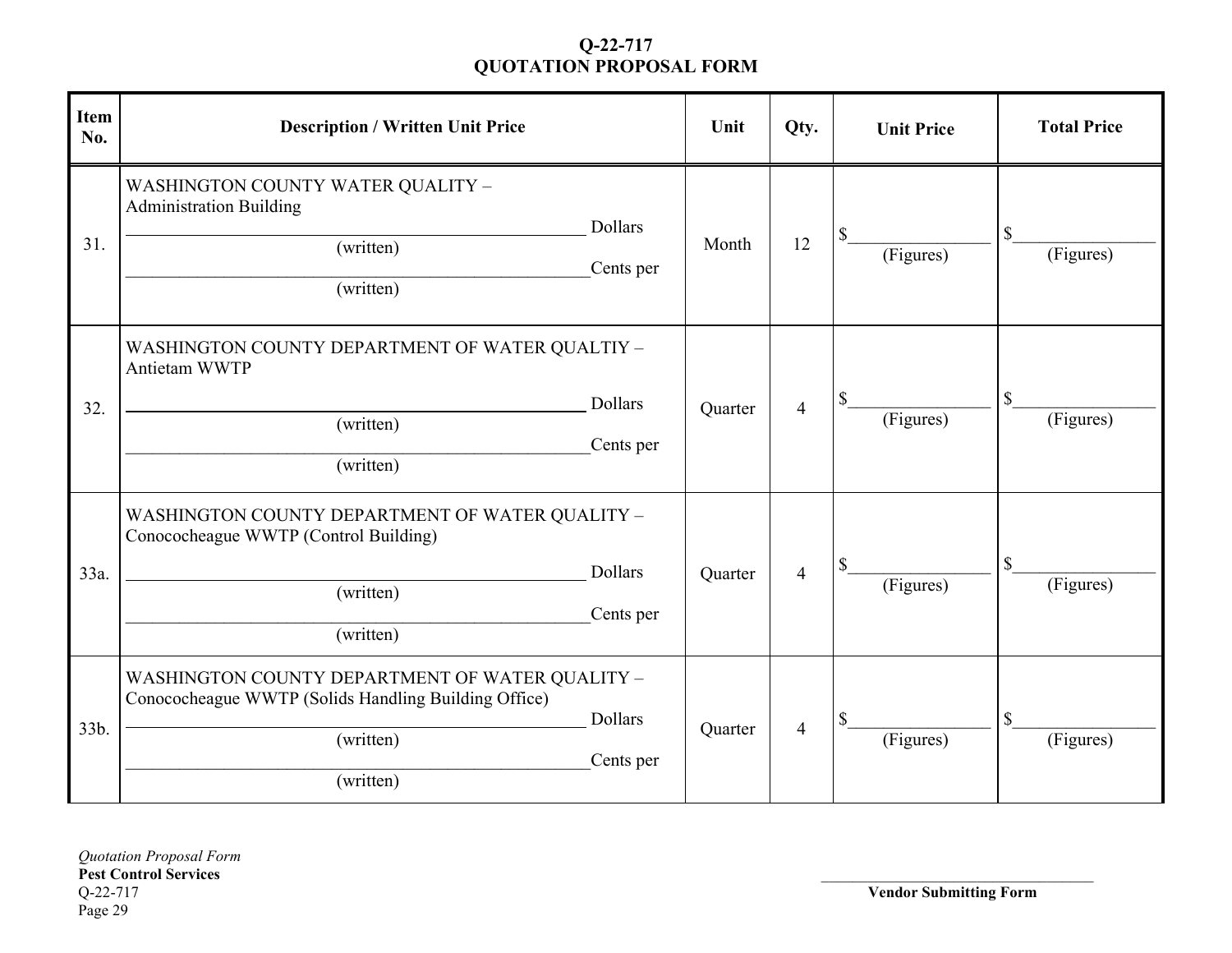# Q-22-717
# QUOTATION PROPOSAL FORM

| Item No. | Description / Written Unit Price | Unit | Qty. | Unit Price | Total Price |
|---|---|---|---|---|---|
| 31. | WASHINGTON COUNTY WATER QUALITY – Administration Building<br>_______________ Dollars<br>(written)<br>_______________ Cents per<br>(written) | Month | 12 | $_______________<br>(Figures) | $_______________<br>(Figures) |
| 32. | WASHINGTON COUNTY DEPARTMENT OF WATER QUALTIY – Antietam WWTP<br>_______________ Dollars<br>(written)<br>_______________ Cents per<br>(written) | Quarter | 4 | $_______________<br>(Figures) | $_______________<br>(Figures) |
| 33a. | WASHINGTON COUNTY DEPARTMENT OF WATER QUALITY – Conococheague WWTP (Control Building)<br>_______________ Dollars<br>(written)<br>_______________ Cents per<br>(written) | Quarter | 4 | $_______________<br>(Figures) | $_______________<br>(Figures) |
| 33b. | WASHINGTON COUNTY DEPARTMENT OF WATER QUALITY – Conococheague WWTP (Solids Handling Building Office)<br>_______________ Dollars<br>(written)<br>_______________ Cents per<br>(written) | Quarter | 4 | $_______________<br>(Figures) | $_______________<br>(Figures) |

*Quotation Proposal Form*
**Pest Control Services**
Q-22-717

_______________________________
**Vendor Submitting Form**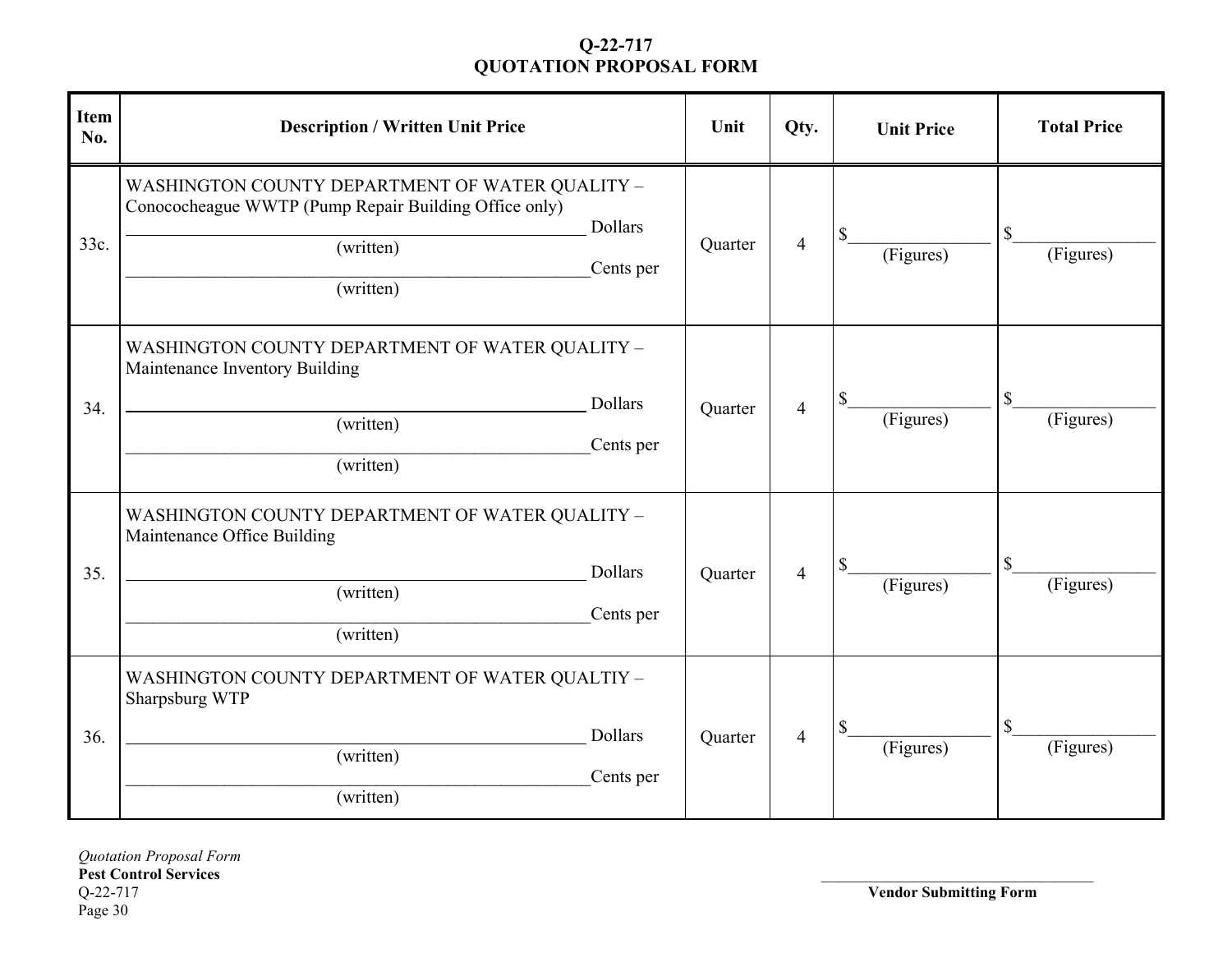**Q-22-717**
**QUOTATION PROPOSAL FORM**

| Item No. | Description / Written Unit Price | Unit | Qty. | Unit Price | Total Price |
|---|---|---|---|---|---|
| 33c. | WASHINGTON COUNTY DEPARTMENT OF WATER QUALITY – Conococheague WWTP (Pump Repair Building Office only)<br>_______________ Dollars<br>(written)<br>_______________ Cents per<br>(written) | Quarter | 4 | $_______<br>(Figures) | $_______<br>(Figures) |
| 34. | WASHINGTON COUNTY DEPARTMENT OF WATER QUALITY – Maintenance Inventory Building<br>_______________ Dollars<br>(written)<br>_______________ Cents per<br>(written) | Quarter | 4 | $_______<br>(Figures) | $_______<br>(Figures) |
| 35. | WASHINGTON COUNTY DEPARTMENT OF WATER QUALITY – Maintenance Office Building<br>_______________ Dollars<br>(written)<br>_______________ Cents per<br>(written) | Quarter | 4 | $_______<br>(Figures) | $_______<br>(Figures) |
| 36. | WASHINGTON COUNTY DEPARTMENT OF WATER QUALTIY – Sharpsburg WTP<br>_______________ Dollars<br>(written)<br>_______________ Cents per<br>(written) | Quarter | 4 | $_______<br>(Figures) | $_______<br>(Figures) |

*Quotation Proposal Form*
**Pest Control Services**
Q-22-717

_______________________________
**Vendor Submitting Form**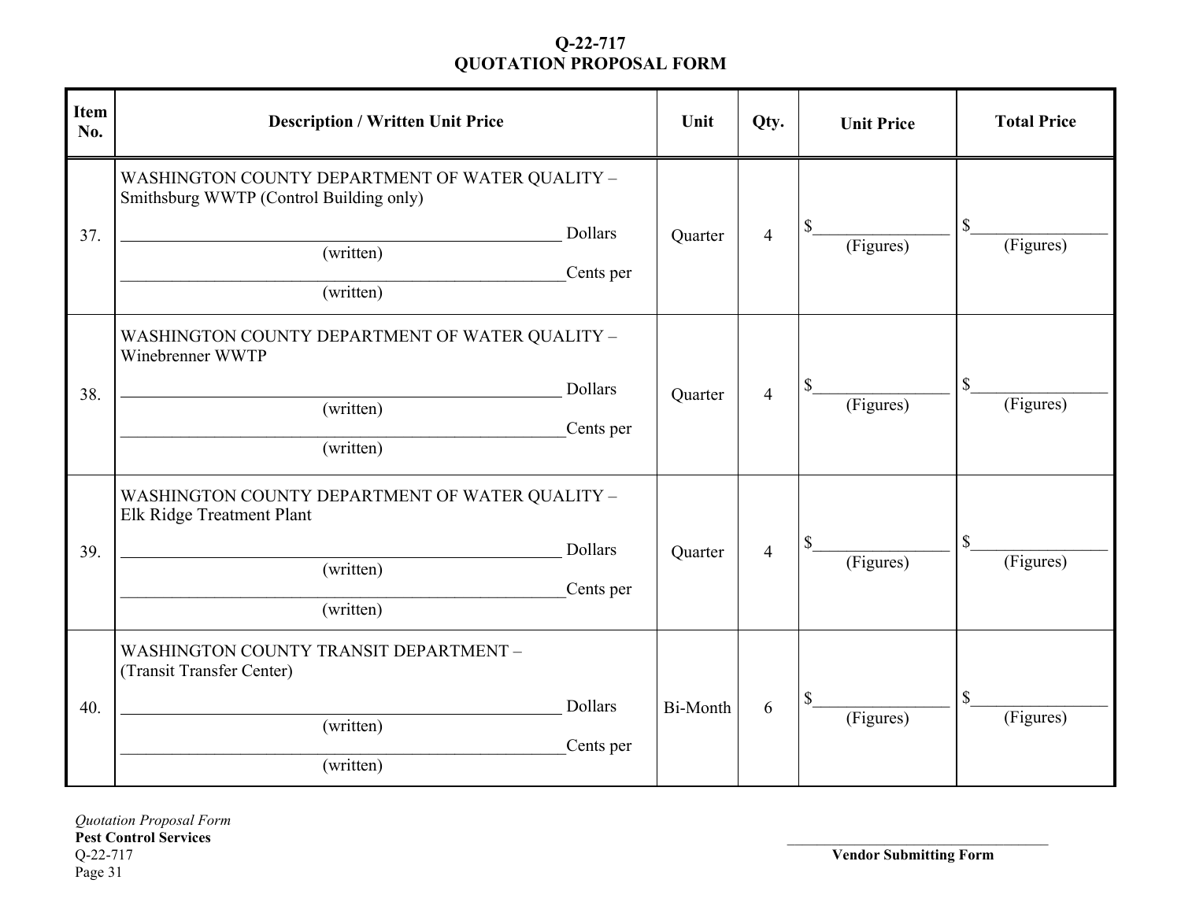# Q-22-717
# QUOTATION PROPOSAL FORM

| Item No. | Description / Written Unit Price | Unit | Qty. | Unit Price | Total Price |
|---|---|---|---|---|---|
| 37. | WASHINGTON COUNTY DEPARTMENT OF WATER QUALITY – Smithsburg WWTP (Control Building only)<br>_______________ Dollars (written)<br>_______________ Cents per (written) | Quarter | 4 | $________ (Figures) | $________ (Figures) |
| 38. | WASHINGTON COUNTY DEPARTMENT OF WATER QUALITY – Winebrenner WWTP<br>_______________ Dollars (written)<br>_______________ Cents per (written) | Quarter | 4 | $________ (Figures) | $________ (Figures) |
| 39. | WASHINGTON COUNTY DEPARTMENT OF WATER QUALITY – Elk Ridge Treatment Plant<br>_______________ Dollars (written)<br>_______________ Cents per (written) | Quarter | 4 | $________ (Figures) | $________ (Figures) |
| 40. | WASHINGTON COUNTY TRANSIT DEPARTMENT – (Transit Transfer Center)<br>_______________ Dollars (written)<br>_______________ Cents per (written) | Bi-Month | 6 | $________ (Figures) | $________ (Figures) |

*Quotation Proposal Form*
**Pest Control Services**
Q-22-717

_______________________________
**Vendor Submitting Form**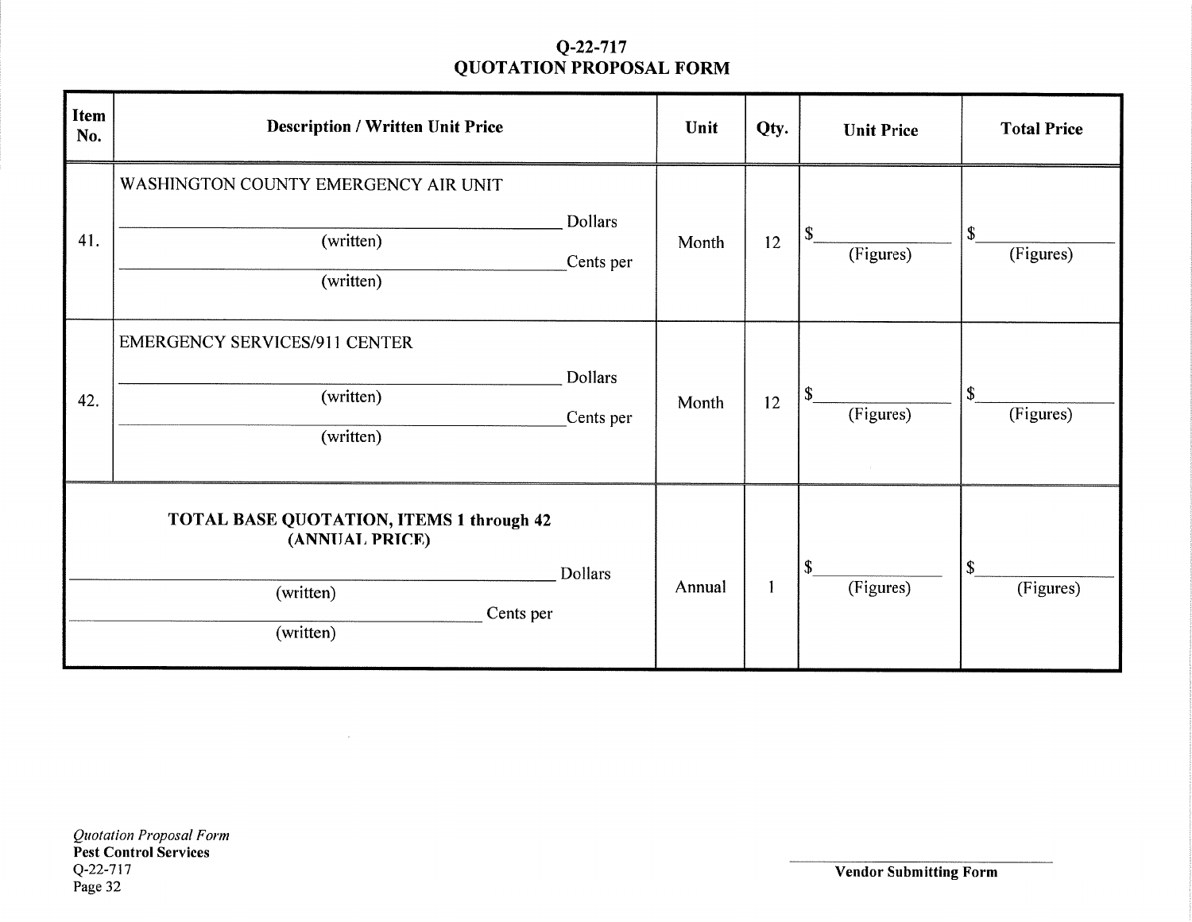**Q-22-717**
**QUOTATION PROPOSAL FORM**

| Item No. | Description / Written Unit Price | Unit | Qty. | Unit Price | Total Price |
|---|---|---|---|---|---|
| 41. | WASHINGTON COUNTY EMERGENCY AIR UNIT<br>______________________ Dollars<br>(written)<br>______________________ Cents per<br>(written) | Month | 12 | $__________<br>(Figures) | $__________<br>(Figures) |
| 42. | EMERGENCY SERVICES/911 CENTER<br>______________________ Dollars<br>(written)<br>______________________ Cents per<br>(written) | Month | 12 | $__________<br>(Figures) | $__________<br>(Figures) |
| | **TOTAL BASE QUOTATION, ITEMS 1 through 42 (ANNUAL PRICE)**<br>______________________ Dollars<br>(written)<br>______________________ Cents per<br>(written) | Annual | 1 | $__________<br>(Figures) | $__________<br>(Figures) |

*Quotation Proposal Form*
**Pest Control Services**
Q-22-717

______________________
**Vendor Submitting Form**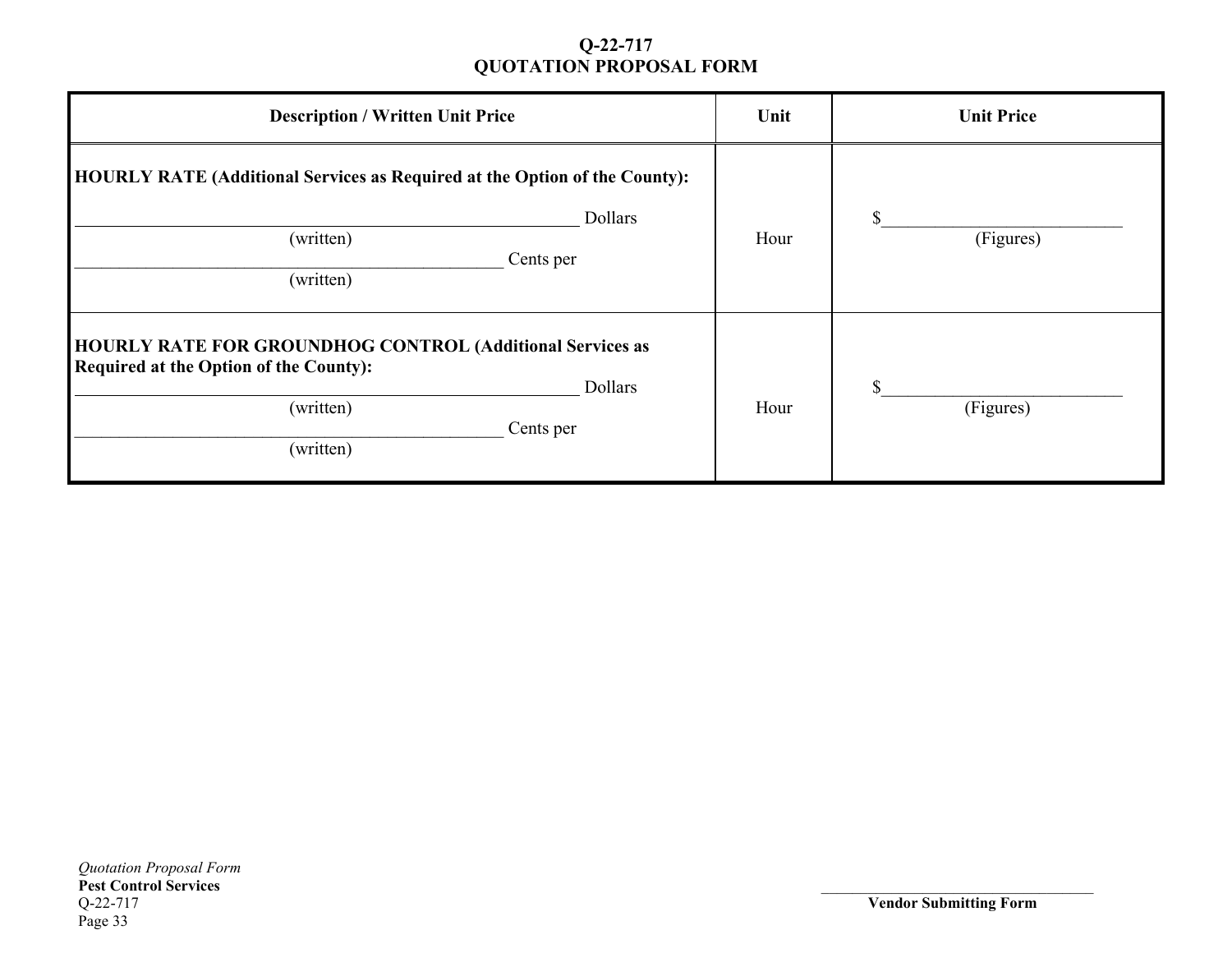**Q-22-717**
**QUOTATION PROPOSAL FORM**

| Description / Written Unit Price | Unit | Unit Price |
|---|---|---|
| **HOURLY RATE (Additional Services as Required at the Option of the County):**<br>____________________________________________ Dollars<br>(written)<br>______________________________________ Cents per<br>(written) | Hour | $__________________________<br>(Figures) |
| **HOURLY RATE FOR GROUNDHOG CONTROL (Additional Services as Required at the Option of the County):**<br>____________________________________________ Dollars<br>(written)<br>______________________________________ Cents per<br>(written) | Hour | $__________________________<br>(Figures) |

*Quotation Proposal Form*
**Pest Control Services**
Q-22-717

______________________________
**Vendor Submitting Form**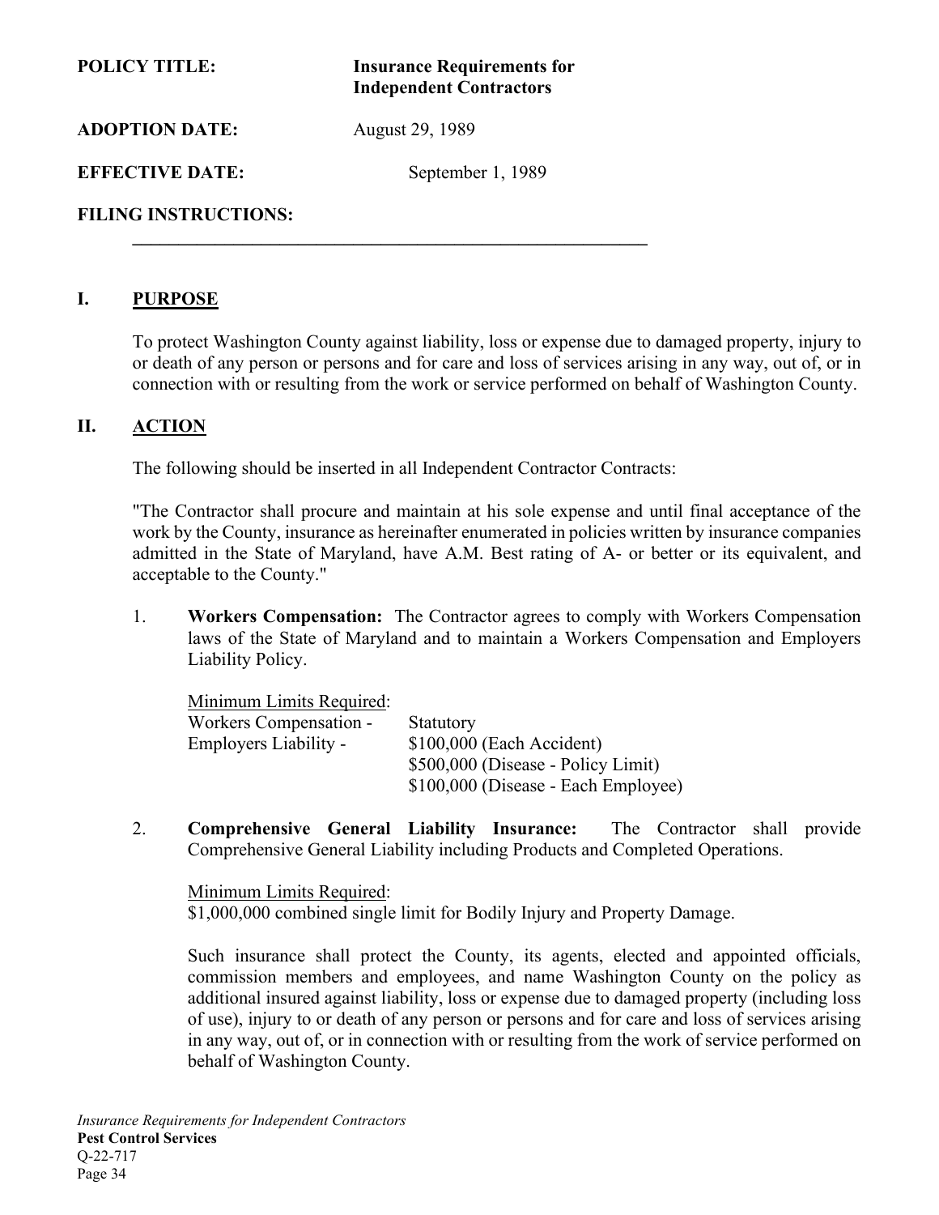**POLICY TITLE:** **Insurance Requirements for Independent Contractors**

**ADOPTION DATE:** August 29, 1989

**EFFECTIVE DATE:** September 1, 1989

**FILING INSTRUCTIONS:**

---

## I. PURPOSE

To protect Washington County against liability, loss or expense due to damaged property, injury to or death of any person or persons and for care and loss of services arising in any way, out of, or in connection with or resulting from the work or service performed on behalf of Washington County.

## II. ACTION

The following should be inserted in all Independent Contractor Contracts:

"The Contractor shall procure and maintain at his sole expense and until final acceptance of the work by the County, insurance as hereinafter enumerated in policies written by insurance companies admitted in the State of Maryland, have A.M. Best rating of A- or better or its equivalent, and acceptable to the County."

1. **Workers Compensation:** The Contractor agrees to comply with Workers Compensation laws of the State of Maryland and to maintain a Workers Compensation and Employers Liability Policy.

   Minimum Limits Required:

   | | |
   |---|---|
   | Workers Compensation - | Statutory |
   | Employers Liability - | $100,000 (Each Accident) |
   | | $500,000 (Disease - Policy Limit) |
   | | $100,000 (Disease - Each Employee) |

2. **Comprehensive General Liability Insurance:** The Contractor shall provide Comprehensive General Liability including Products and Completed Operations.

   Minimum Limits Required:
   $1,000,000 combined single limit for Bodily Injury and Property Damage.

   Such insurance shall protect the County, its agents, elected and appointed officials, commission members and employees, and name Washington County on the policy as additional insured against liability, loss or expense due to damaged property (including loss of use), injury to or death of any person or persons and for care and loss of services arising in any way, out of, or in connection with or resulting from the work of service performed on behalf of Washington County.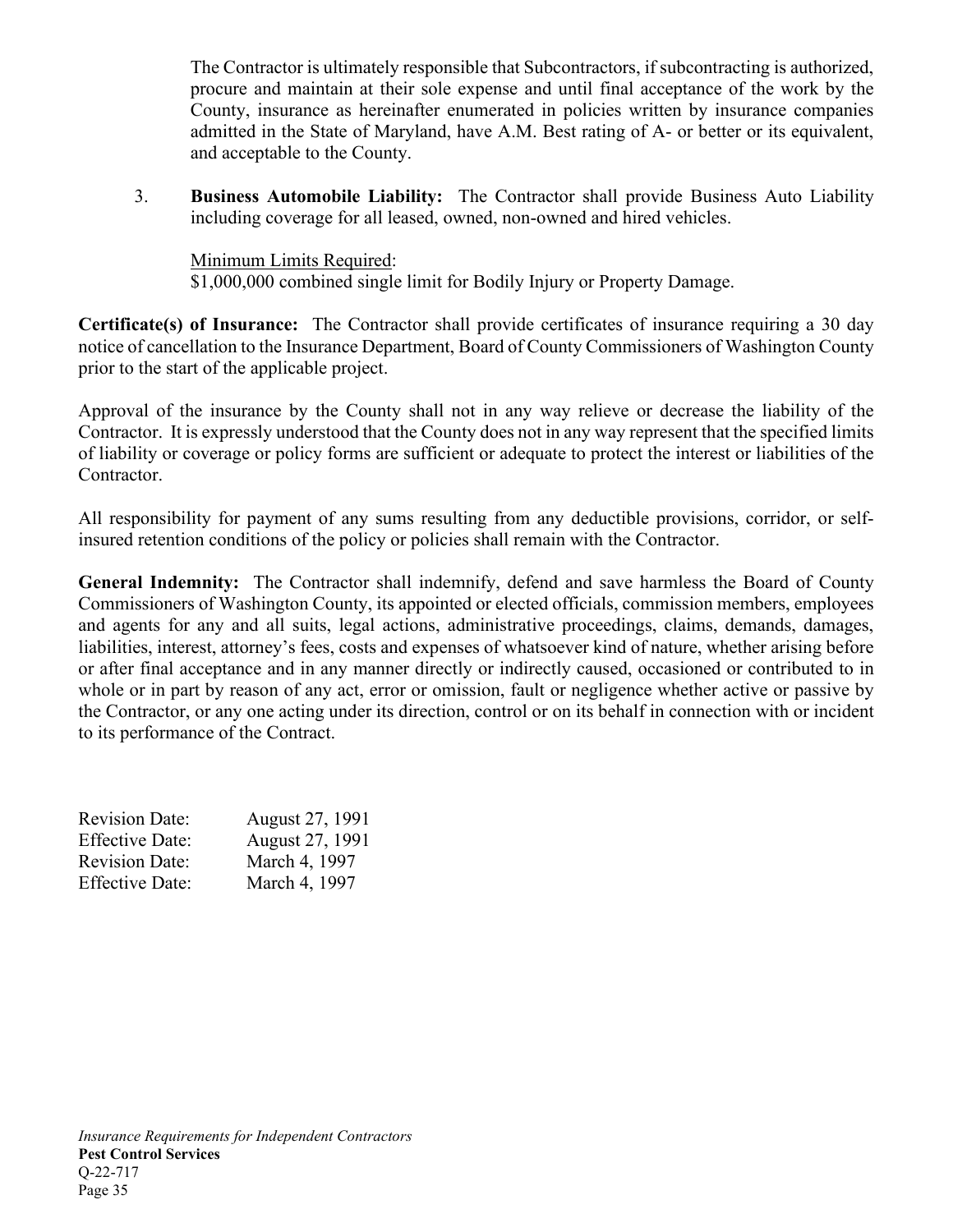The Contractor is ultimately responsible that Subcontractors, if subcontracting is authorized, procure and maintain at their sole expense and until final acceptance of the work by the County, insurance as hereinafter enumerated in policies written by insurance companies admitted in the State of Maryland, have A.M. Best rating of A- or better or its equivalent, and acceptable to the County.

3. **Business Automobile Liability:** The Contractor shall provide Business Auto Liability including coverage for all leased, owned, non-owned and hired vehicles.

   Minimum Limits Required:
   $1,000,000 combined single limit for Bodily Injury or Property Damage.

**Certificate(s) of Insurance:** The Contractor shall provide certificates of insurance requiring a 30 day notice of cancellation to the Insurance Department, Board of County Commissioners of Washington County prior to the start of the applicable project.

Approval of the insurance by the County shall not in any way relieve or decrease the liability of the Contractor. It is expressly understood that the County does not in any way represent that the specified limits of liability or coverage or policy forms are sufficient or adequate to protect the interest or liabilities of the Contractor.

All responsibility for payment of any sums resulting from any deductible provisions, corridor, or self-insured retention conditions of the policy or policies shall remain with the Contractor.

**General Indemnity:** The Contractor shall indemnify, defend and save harmless the Board of County Commissioners of Washington County, its appointed or elected officials, commission members, employees and agents for any and all suits, legal actions, administrative proceedings, claims, demands, damages, liabilities, interest, attorney's fees, costs and expenses of whatsoever kind of nature, whether arising before or after final acceptance and in any manner directly or indirectly caused, occasioned or contributed to in whole or in part by reason of any act, error or omission, fault or negligence whether active or passive by the Contractor, or any one acting under its direction, control or on its behalf in connection with or incident to its performance of the Contract.

Revision Date: August 27, 1991
Effective Date: August 27, 1991
Revision Date: March 4, 1997
Effective Date: March 4, 1997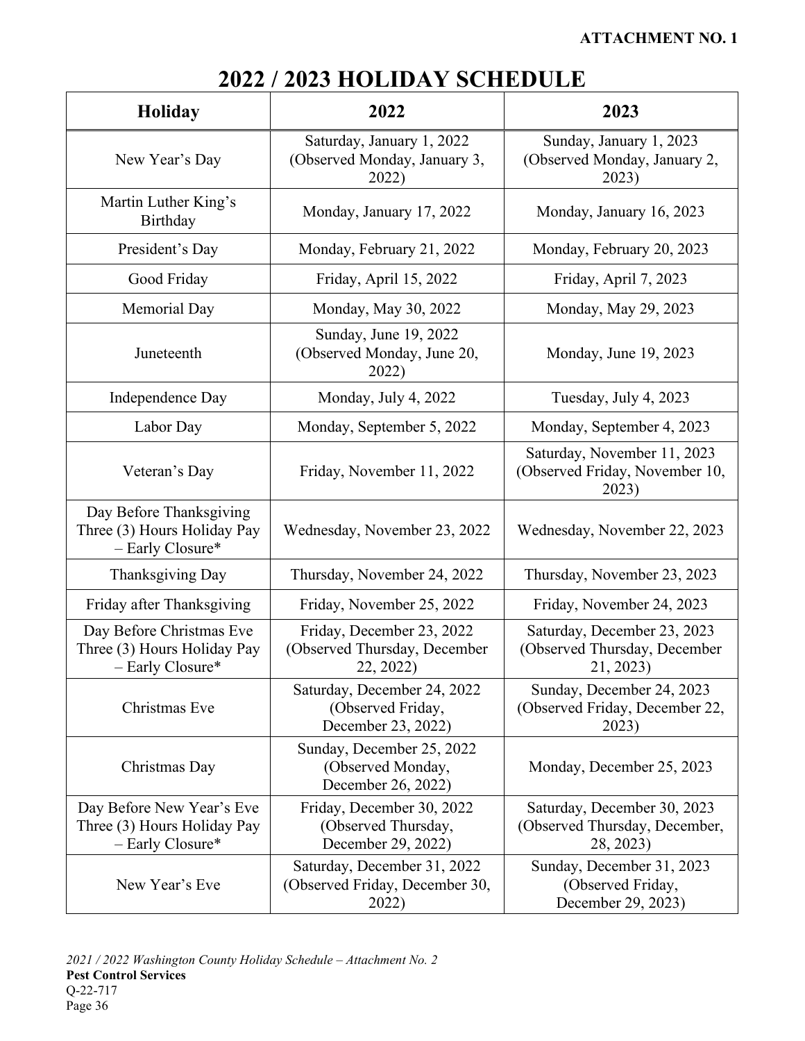**ATTACHMENT NO. 1**

# 2022 / 2023 HOLIDAY SCHEDULE

| Holiday | 2022 | 2023 |
|---|---|---|
| New Year's Day | Saturday, January 1, 2022 (Observed Monday, January 3, 2022) | Sunday, January 1, 2023 (Observed Monday, January 2, 2023) |
| Martin Luther King's Birthday | Monday, January 17, 2022 | Monday, January 16, 2023 |
| President's Day | Monday, February 21, 2022 | Monday, February 20, 2023 |
| Good Friday | Friday, April 15, 2022 | Friday, April 7, 2023 |
| Memorial Day | Monday, May 30, 2022 | Monday, May 29, 2023 |
| Juneteenth | Sunday, June 19, 2022 (Observed Monday, June 20, 2022) | Monday, June 19, 2023 |
| Independence Day | Monday, July 4, 2022 | Tuesday, July 4, 2023 |
| Labor Day | Monday, September 5, 2022 | Monday, September 4, 2023 |
| Veteran's Day | Friday, November 11, 2022 | Saturday, November 11, 2023 (Observed Friday, November 10, 2023) |
| Day Before Thanksgiving Three (3) Hours Holiday Pay – Early Closure* | Wednesday, November 23, 2022 | Wednesday, November 22, 2023 |
| Thanksgiving Day | Thursday, November 24, 2022 | Thursday, November 23, 2023 |
| Friday after Thanksgiving | Friday, November 25, 2022 | Friday, November 24, 2023 |
| Day Before Christmas Eve Three (3) Hours Holiday Pay – Early Closure* | Friday, December 23, 2022 (Observed Thursday, December 22, 2022) | Saturday, December 23, 2023 (Observed Thursday, December 21, 2023) |
| Christmas Eve | Saturday, December 24, 2022 (Observed Friday, December 23, 2022) | Sunday, December 24, 2023 (Observed Friday, December 22, 2023) |
| Christmas Day | Sunday, December 25, 2022 (Observed Monday, December 26, 2022) | Monday, December 25, 2023 |
| Day Before New Year's Eve Three (3) Hours Holiday Pay – Early Closure* | Friday, December 30, 2022 (Observed Thursday, December 29, 2022) | Saturday, December 30, 2023 (Observed Thursday, December, 28, 2023) |
| New Year's Eve | Saturday, December 31, 2022 (Observed Friday, December 30, 2022) | Sunday, December 31, 2023 (Observed Friday, December 29, 2023) |

*2021 / 2022 Washington County Holiday Schedule – Attachment No. 2*
**Pest Control Services**
Q-22-717